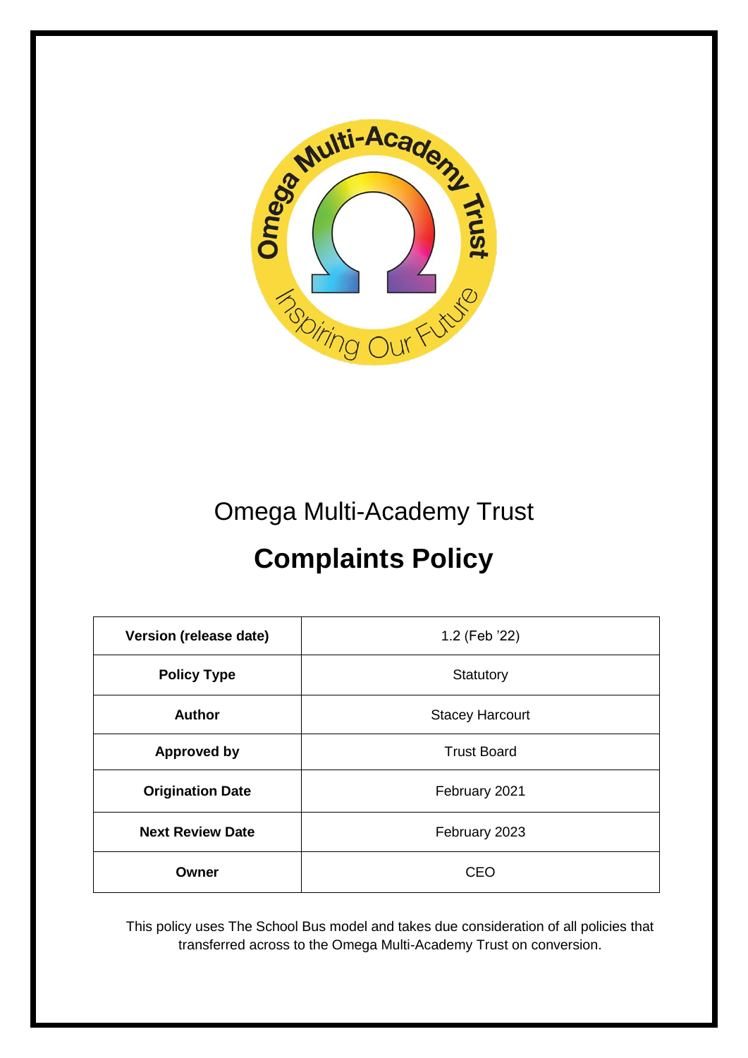Omega Multi-Academy Trust

# Complaints Policy

| Version (release date) | 1.2 (Feb '22) |
| --- | --- |
| Policy Type | Statutory |
| Author | Stacey Harcourt |
| Approved by | Trust Board |
| Origination Date | February 2021 |
| Next Review Date | February 2023 |
| Owner | CEO |

This policy uses The School Bus model and takes due consideration of all policies that transferred across to the Omega Multi-Academy Trust on conversion.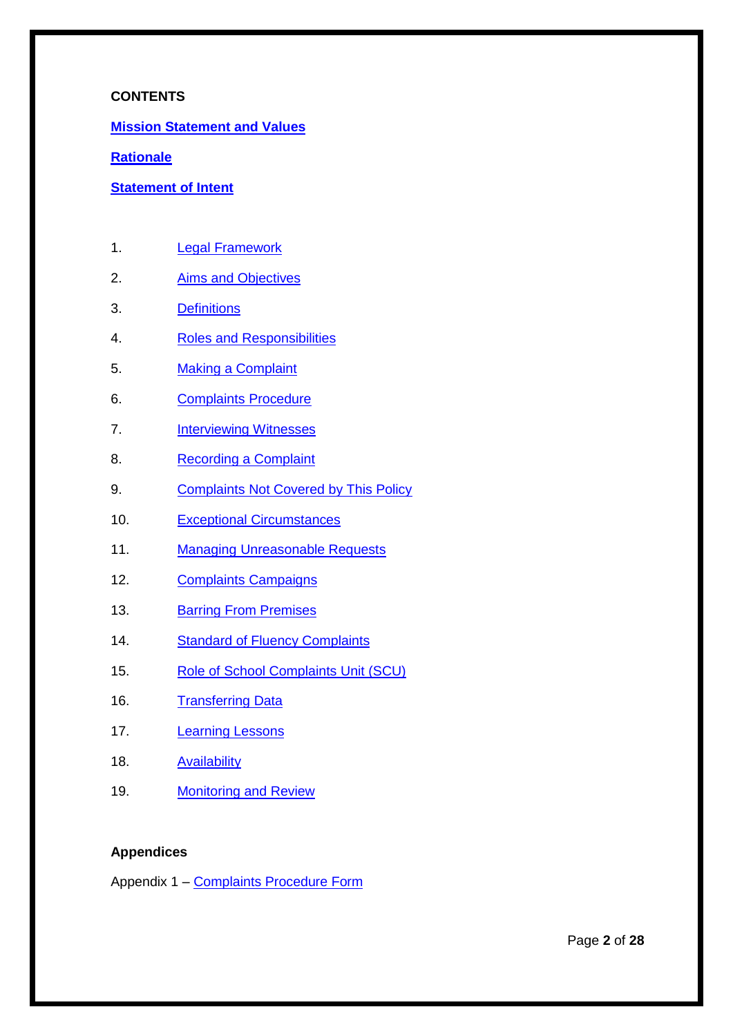**CONTENTS**

**Mission Statement and Values**

**Rationale**

**Statement of Intent**

1. Legal Framework
2. Aims and Objectives
3. Definitions
4. Roles and Responsibilities
5. Making a Complaint
6. Complaints Procedure
7. Interviewing Witnesses
8. Recording a Complaint
9. Complaints Not Covered by This Policy
10. Exceptional Circumstances
11. Managing Unreasonable Requests
12. Complaints Campaigns
13. Barring From Premises
14. Standard of Fluency Complaints
15. Role of School Complaints Unit (SCU)
16. Transferring Data
17. Learning Lessons
18. Availability
19. Monitoring and Review

**Appendices**

Appendix 1 – Complaints Procedure Form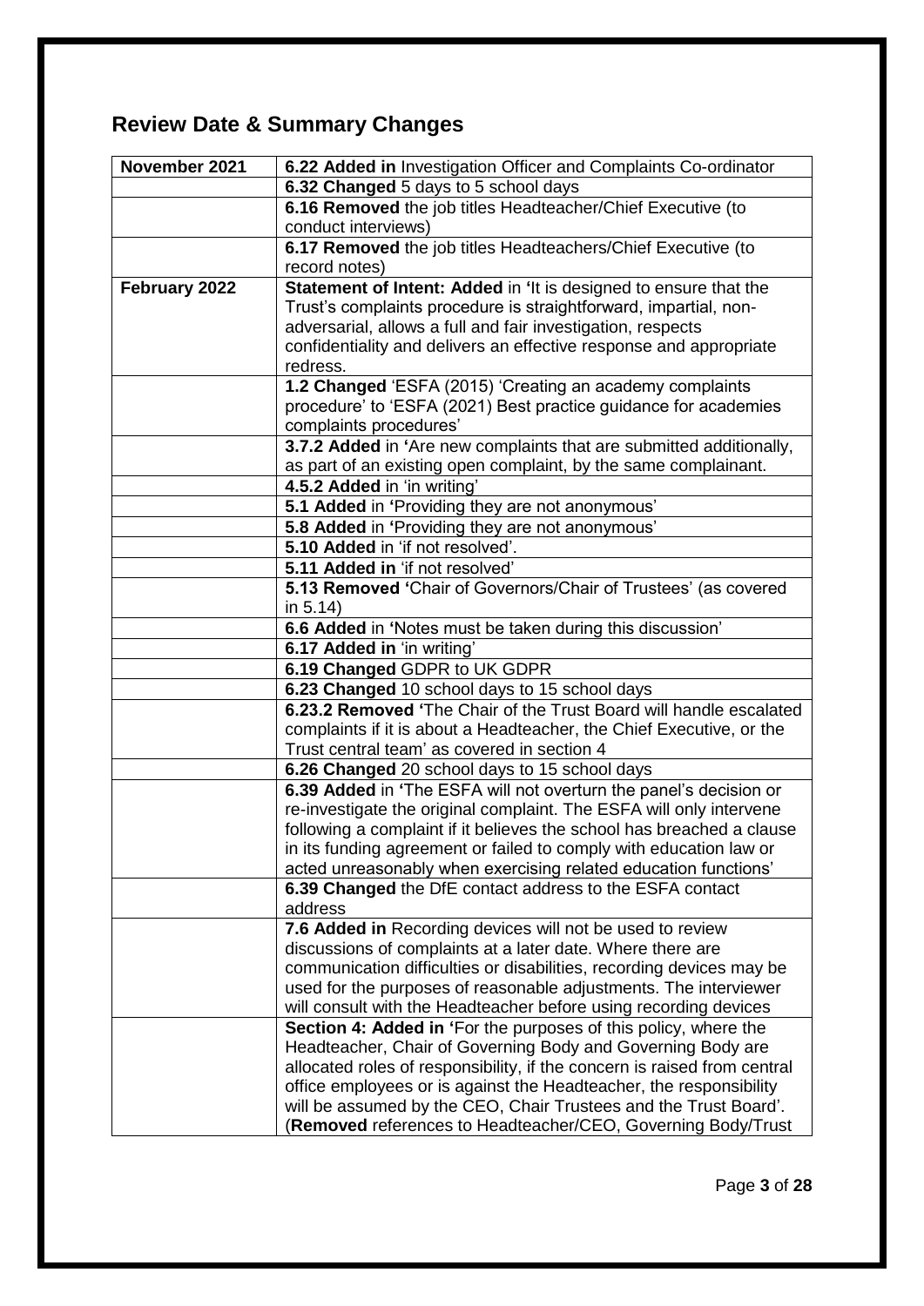## Review Date & Summary Changes

| November 2021 | **6.22 Added in** Investigation Officer and Complaints Co-ordinator |
|---|---|
| | **6.32 Changed** 5 days to 5 school days |
| | **6.16 Removed** the job titles Headteacher/Chief Executive (to conduct interviews) |
| | **6.17 Removed** the job titles Headteachers/Chief Executive (to record notes) |
| **February 2022** | **Statement of Intent: Added** in **'**It is designed to ensure that the Trust's complaints procedure is straightforward, impartial, non-adversarial, allows a full and fair investigation, respects confidentiality and delivers an effective response and appropriate redress. |
| | **1.2 Changed** 'ESFA (2015) 'Creating an academy complaints procedure' to 'ESFA (2021) Best practice guidance for academies complaints procedures' |
| | **3.7.2 Added** in **'**Are new complaints that are submitted additionally, as part of an existing open complaint, by the same complainant. |
| | **4.5.2 Added** in 'in writing' |
| | **5.1 Added** in **'**Providing they are not anonymous' |
| | **5.8 Added** in **'**Providing they are not anonymous' |
| | **5.10 Added** in 'if not resolved'. |
| | **5.11 Added in** 'if not resolved' |
| | **5.13 Removed '**Chair of Governors/Chair of Trustees' (as covered in 5.14) |
| | **6.6 Added** in **'**Notes must be taken during this discussion' |
| | **6.17 Added in** 'in writing' |
| | **6.19 Changed** GDPR to UK GDPR |
| | **6.23 Changed** 10 school days to 15 school days |
| | **6.23.2 Removed '**The Chair of the Trust Board will handle escalated complaints if it is about a Headteacher, the Chief Executive, or the Trust central team' as covered in section 4 |
| | **6.26 Changed** 20 school days to 15 school days |
| | **6.39 Added** in **'**The ESFA will not overturn the panel's decision or re-investigate the original complaint. The ESFA will only intervene following a complaint if it believes the school has breached a clause in its funding agreement or failed to comply with education law or acted unreasonably when exercising related education functions' |
| | **6.39 Changed** the DfE contact address to the ESFA contact address |
| | **7.6 Added in** Recording devices will not be used to review discussions of complaints at a later date. Where there are communication difficulties or disabilities, recording devices may be used for the purposes of reasonable adjustments. The interviewer will consult with the Headteacher before using recording devices |
| | **Section 4: Added in '**For the purposes of this policy, where the Headteacher, Chair of Governing Body and Governing Body are allocated roles of responsibility, if the concern is raised from central office employees or is against the Headteacher, the responsibility will be assumed by the CEO, Chair Trustees and the Trust Board'. (**Removed** references to Headteacher/CEO, Governing Body/Trust |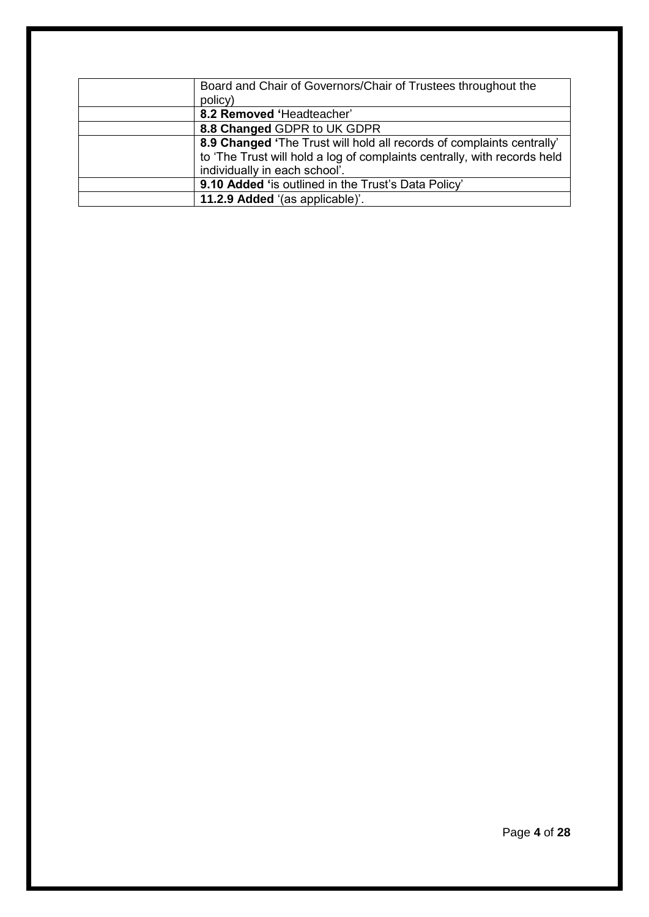| | |
|---|---|
| | Board and Chair of Governors/Chair of Trustees throughout the policy) |
| | **8.2 Removed '**Headteacher' |
| | **8.8 Changed** GDPR to UK GDPR |
| | **8.9 Changed '**The Trust will hold all records of complaints centrally' to 'The Trust will hold a log of complaints centrally, with records held individually in each school'. |
| | **9.10 Added '**is outlined in the Trust's Data Policy' |
| | **11.2.9 Added** '(as applicable)'. |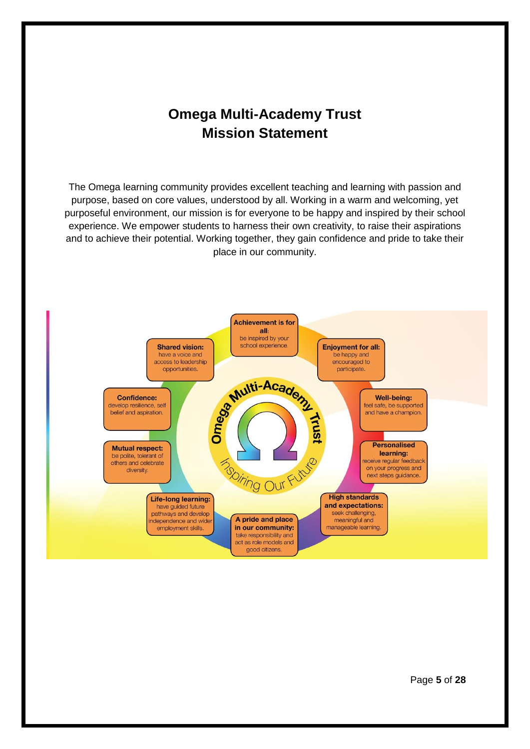# Omega Multi-Academy Trust Mission Statement

The Omega learning community provides excellent teaching and learning with passion and purpose, based on core values, understood by all. Working in a warm and welcoming, yet purposeful environment, our mission is for everyone to be happy and inspired by their school experience. We empower students to harness their own creativity, to raise their aspirations and to achieve their potential. Working together, they gain confidence and pride to take their place in our community.

Omega Multi-Academy Trust

*Inspiring Our Future*

- **Achievement is for all:** be inspired by your school experience.
- **Enjoyment for all:** be happy and encouraged to participate.
- **Well-being:** feel safe, be supported and have a champion.
- **Personalised learning:** receive regular feedback on your progress and next steps guidance.
- **High standards and expectations:** seek challenging, meaningful and manageable learning.
- **A pride and place in our community:** take responsibility and act as role models and good citizens.
- **Life-long learning:** have guided future pathways and develop independence and wider employment skills.
- **Mutual respect:** be polite, tolerant of others and celebrate diversity.
- **Confidence:** develop resilience, self belief and aspiration.
- **Shared vision:** have a voice and access to leadership opportunities.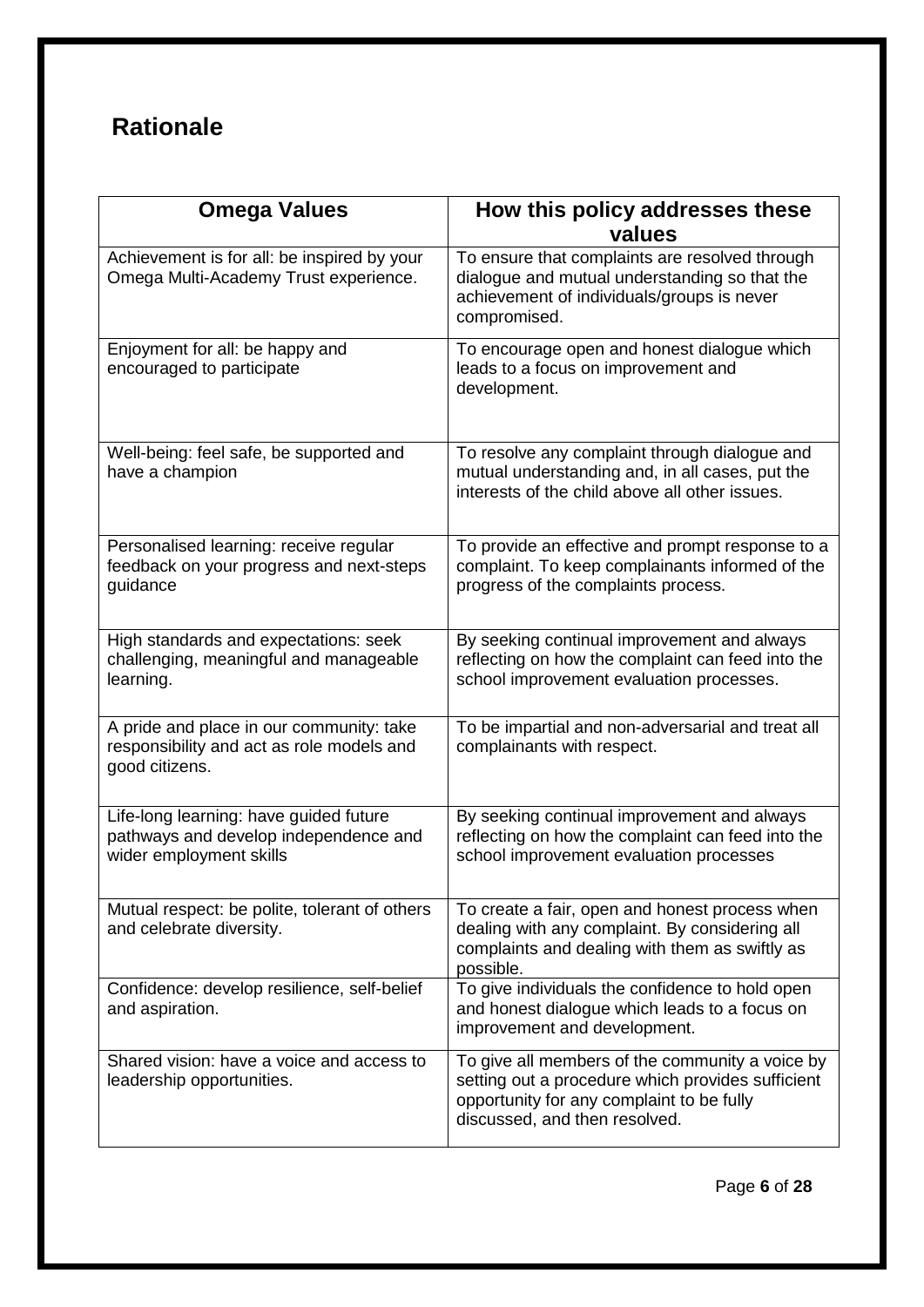## Rationale

| Omega Values | How this policy addresses these values |
|---|---|
| Achievement is for all: be inspired by your Omega Multi-Academy Trust experience. | To ensure that complaints are resolved through dialogue and mutual understanding so that the achievement of individuals/groups is never compromised. |
| Enjoyment for all: be happy and encouraged to participate | To encourage open and honest dialogue which leads to a focus on improvement and development. |
| Well-being: feel safe, be supported and have a champion | To resolve any complaint through dialogue and mutual understanding and, in all cases, put the interests of the child above all other issues. |
| Personalised learning: receive regular feedback on your progress and next-steps guidance | To provide an effective and prompt response to a complaint. To keep complainants informed of the progress of the complaints process. |
| High standards and expectations: seek challenging, meaningful and manageable learning. | By seeking continual improvement and always reflecting on how the complaint can feed into the school improvement evaluation processes. |
| A pride and place in our community: take responsibility and act as role models and good citizens. | To be impartial and non-adversarial and treat all complainants with respect. |
| Life-long learning: have guided future pathways and develop independence and wider employment skills | By seeking continual improvement and always reflecting on how the complaint can feed into the school improvement evaluation processes |
| Mutual respect: be polite, tolerant of others and celebrate diversity. | To create a fair, open and honest process when dealing with any complaint. By considering all complaints and dealing with them as swiftly as possible. |
| Confidence: develop resilience, self-belief and aspiration. | To give individuals the confidence to hold open and honest dialogue which leads to a focus on improvement and development. |
| Shared vision: have a voice and access to leadership opportunities. | To give all members of the community a voice by setting out a procedure which provides sufficient opportunity for any complaint to be fully discussed, and then resolved. |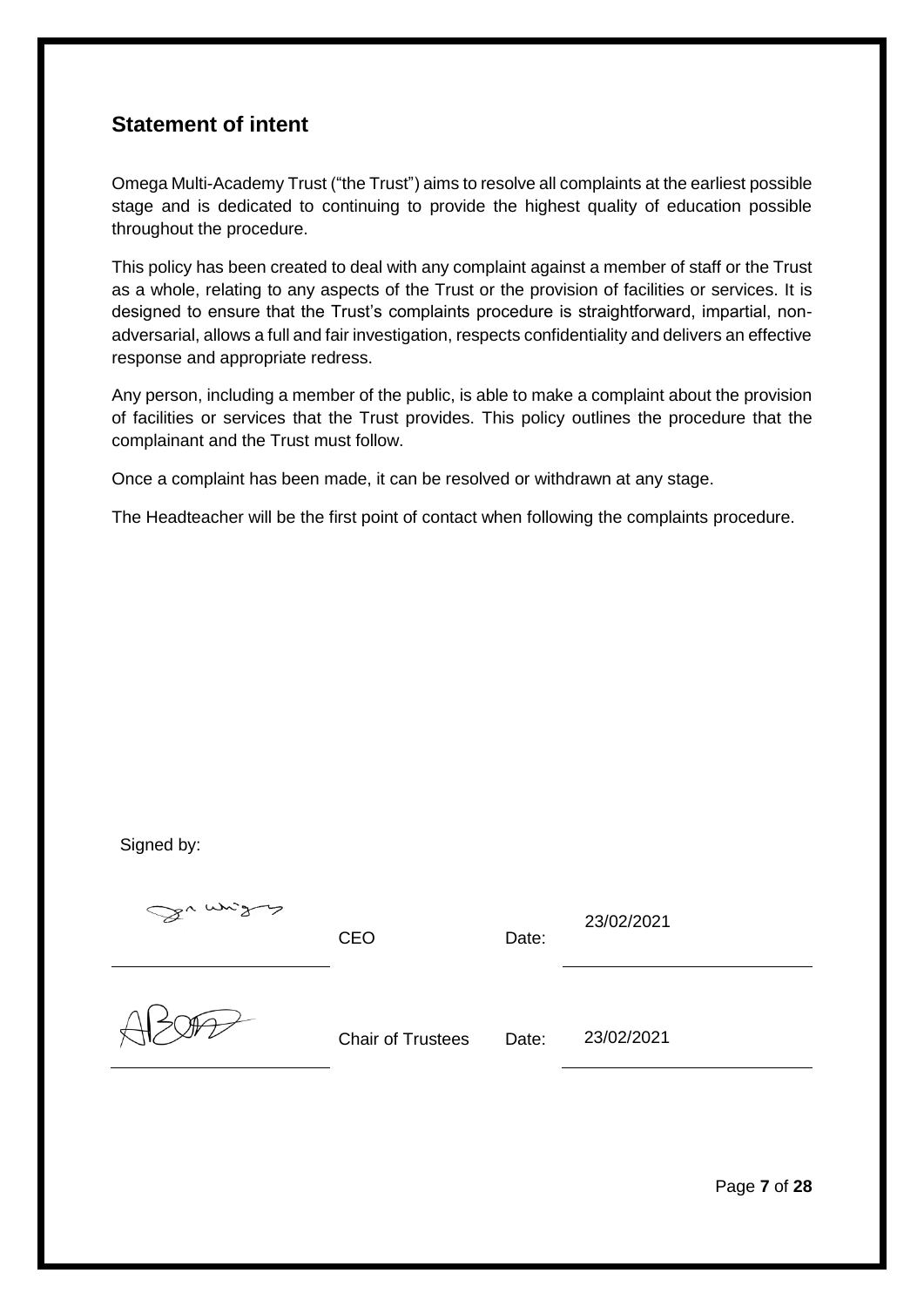## Statement of intent

Omega Multi-Academy Trust ("the Trust") aims to resolve all complaints at the earliest possible stage and is dedicated to continuing to provide the highest quality of education possible throughout the procedure.

This policy has been created to deal with any complaint against a member of staff or the Trust as a whole, relating to any aspects of the Trust or the provision of facilities or services. It is designed to ensure that the Trust's complaints procedure is straightforward, impartial, non-adversarial, allows a full and fair investigation, respects confidentiality and delivers an effective response and appropriate redress.

Any person, including a member of the public, is able to make a complaint about the provision of facilities or services that the Trust provides. This policy outlines the procedure that the complainant and the Trust must follow.

Once a complaint has been made, it can be resolved or withdrawn at any stage.

The Headteacher will be the first point of contact when following the complaints procedure.

Signed by:

| Signature | Role | | Date |
|---|---|---|---|
| [signature] | CEO | Date: | 23/02/2021 |
| [signature] | Chair of Trustees | Date: | 23/02/2021 |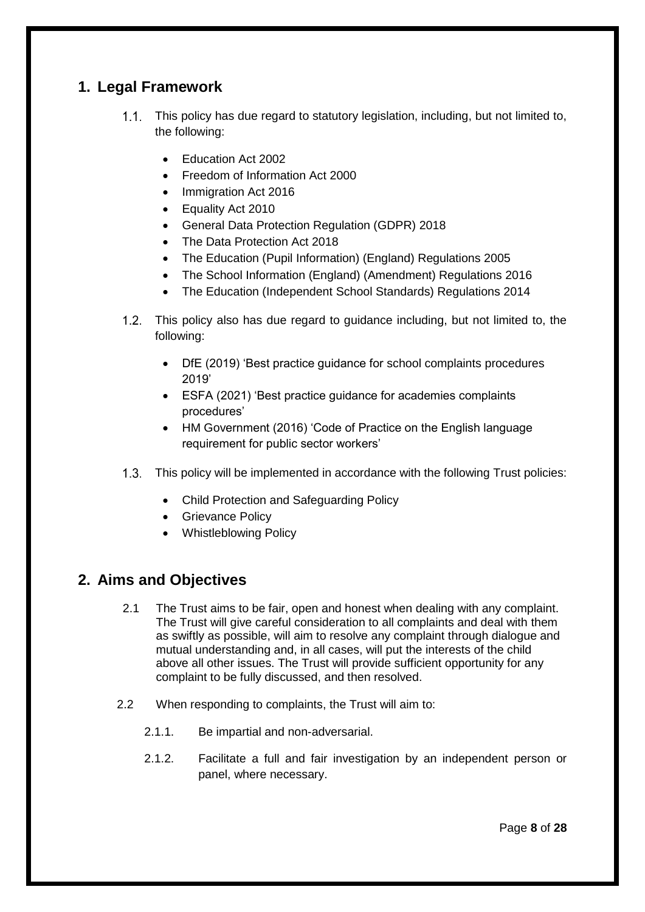## 1. Legal Framework

1.1. This policy has due regard to statutory legislation, including, but not limited to, the following:

- Education Act 2002
- Freedom of Information Act 2000
- Immigration Act 2016
- Equality Act 2010
- General Data Protection Regulation (GDPR) 2018
- The Data Protection Act 2018
- The Education (Pupil Information) (England) Regulations 2005
- The School Information (England) (Amendment) Regulations 2016
- The Education (Independent School Standards) Regulations 2014

1.2. This policy also has due regard to guidance including, but not limited to, the following:

- DfE (2019) 'Best practice guidance for school complaints procedures 2019'
- ESFA (2021) 'Best practice guidance for academies complaints procedures'
- HM Government (2016) 'Code of Practice on the English language requirement for public sector workers'

1.3. This policy will be implemented in accordance with the following Trust policies:

- Child Protection and Safeguarding Policy
- Grievance Policy
- Whistleblowing Policy

## 2. Aims and Objectives

2.1 The Trust aims to be fair, open and honest when dealing with any complaint. The Trust will give careful consideration to all complaints and deal with them as swiftly as possible, will aim to resolve any complaint through dialogue and mutual understanding and, in all cases, will put the interests of the child above all other issues. The Trust will provide sufficient opportunity for any complaint to be fully discussed, and then resolved.

2.2 When responding to complaints, the Trust will aim to:

2.1.1. Be impartial and non-adversarial.

2.1.2. Facilitate a full and fair investigation by an independent person or panel, where necessary.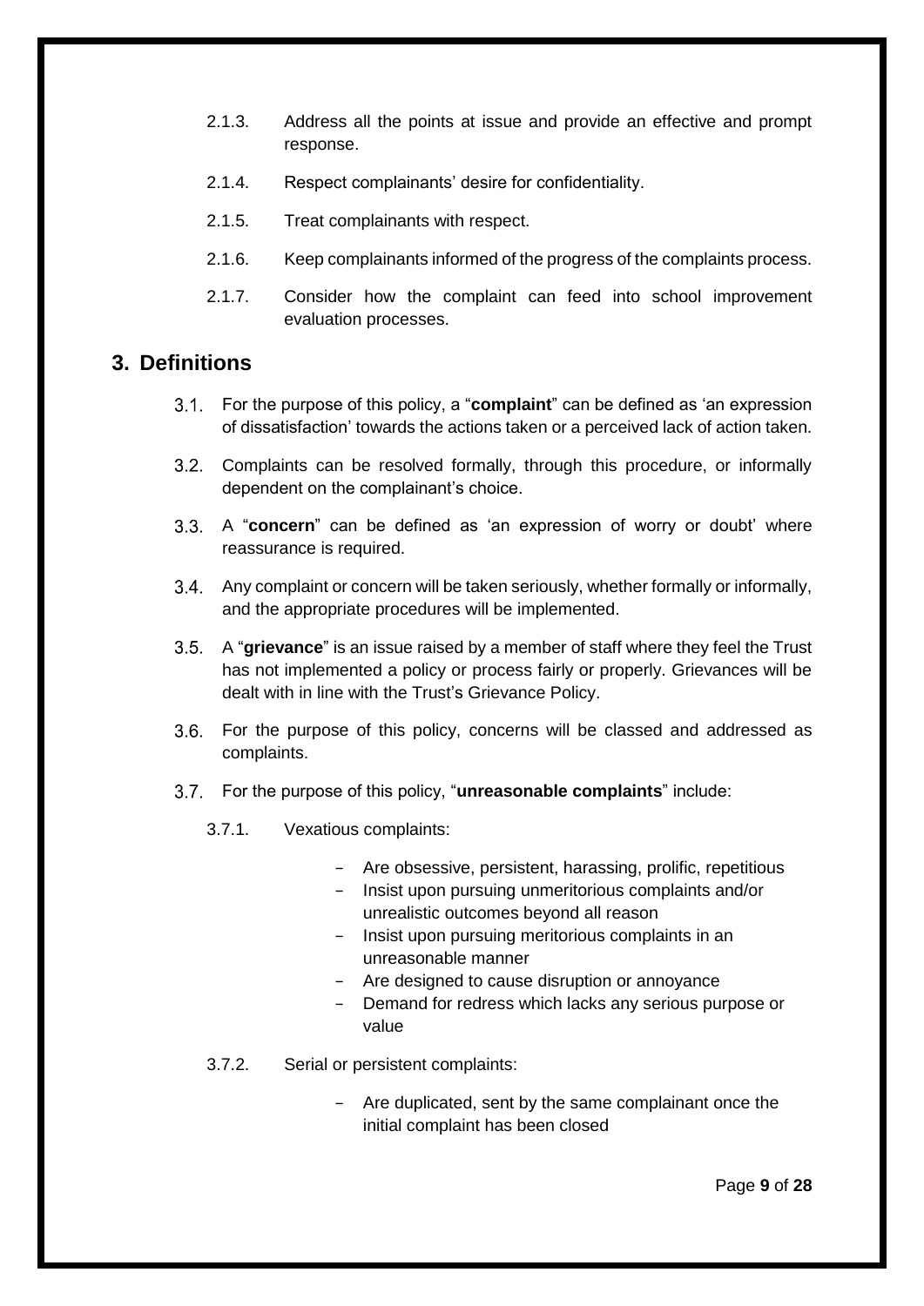2.1.3. Address all the points at issue and provide an effective and prompt response.

2.1.4. Respect complainants' desire for confidentiality.

2.1.5. Treat complainants with respect.

2.1.6. Keep complainants informed of the progress of the complaints process.

2.1.7. Consider how the complaint can feed into school improvement evaluation processes.

## 3. Definitions

3.1. For the purpose of this policy, a "**complaint**" can be defined as 'an expression of dissatisfaction' towards the actions taken or a perceived lack of action taken.

3.2. Complaints can be resolved formally, through this procedure, or informally dependent on the complainant's choice.

3.3. A "**concern**" can be defined as 'an expression of worry or doubt' where reassurance is required.

3.4. Any complaint or concern will be taken seriously, whether formally or informally, and the appropriate procedures will be implemented.

3.5. A "**grievance**" is an issue raised by a member of staff where they feel the Trust has not implemented a policy or process fairly or properly. Grievances will be dealt with in line with the Trust's Grievance Policy.

3.6. For the purpose of this policy, concerns will be classed and addressed as complaints.

3.7. For the purpose of this policy, "**unreasonable complaints**" include:

3.7.1. Vexatious complaints:

- Are obsessive, persistent, harassing, prolific, repetitious
- Insist upon pursuing unmeritorious complaints and/or unrealistic outcomes beyond all reason
- Insist upon pursuing meritorious complaints in an unreasonable manner
- Are designed to cause disruption or annoyance
- Demand for redress which lacks any serious purpose or value

3.7.2. Serial or persistent complaints:

- Are duplicated, sent by the same complainant once the initial complaint has been closed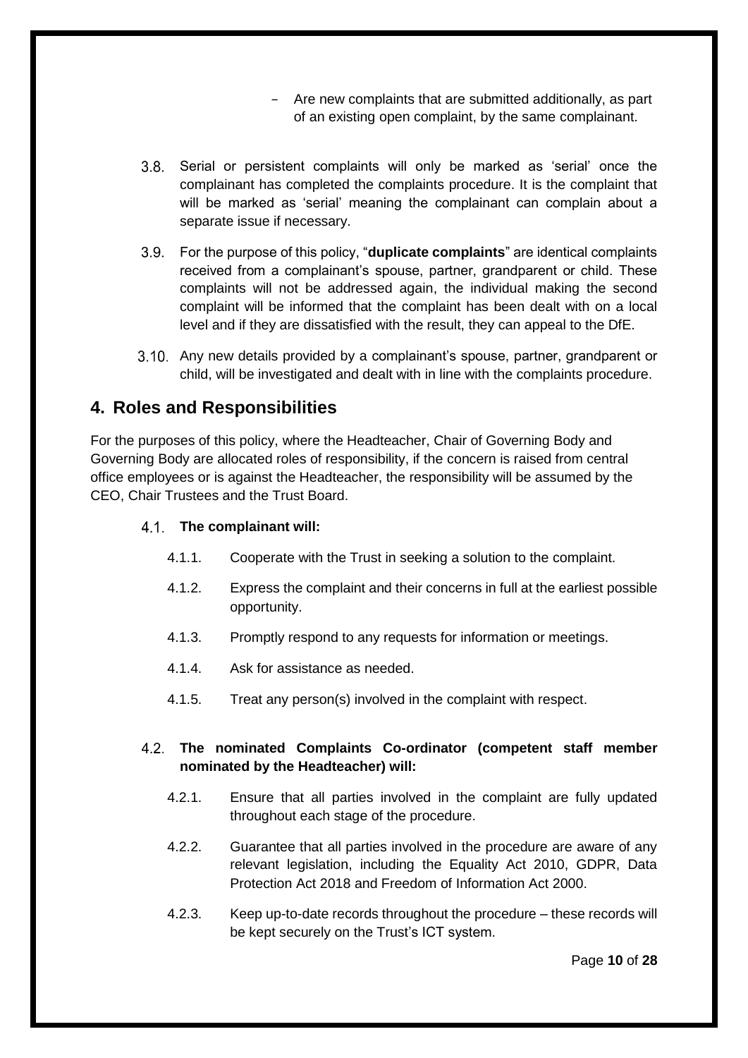- Are new complaints that are submitted additionally, as part of an existing open complaint, by the same complainant.

3.8. Serial or persistent complaints will only be marked as 'serial' once the complainant has completed the complaints procedure. It is the complaint that will be marked as 'serial' meaning the complainant can complain about a separate issue if necessary.

3.9. For the purpose of this policy, "**duplicate complaints**" are identical complaints received from a complainant's spouse, partner, grandparent or child. These complaints will not be addressed again, the individual making the second complaint will be informed that the complaint has been dealt with on a local level and if they are dissatisfied with the result, they can appeal to the DfE.

3.10. Any new details provided by a complainant's spouse, partner, grandparent or child, will be investigated and dealt with in line with the complaints procedure.

## 4. Roles and Responsibilities

For the purposes of this policy, where the Headteacher, Chair of Governing Body and Governing Body are allocated roles of responsibility, if the concern is raised from central office employees or is against the Headteacher, the responsibility will be assumed by the CEO, Chair Trustees and the Trust Board.

### 4.1. The complainant will:

4.1.1. Cooperate with the Trust in seeking a solution to the complaint.

4.1.2. Express the complaint and their concerns in full at the earliest possible opportunity.

4.1.3. Promptly respond to any requests for information or meetings.

4.1.4. Ask for assistance as needed.

4.1.5. Treat any person(s) involved in the complaint with respect.

### 4.2. The nominated Complaints Co-ordinator (competent staff member nominated by the Headteacher) will:

4.2.1. Ensure that all parties involved in the complaint are fully updated throughout each stage of the procedure.

4.2.2. Guarantee that all parties involved in the procedure are aware of any relevant legislation, including the Equality Act 2010, GDPR, Data Protection Act 2018 and Freedom of Information Act 2000.

4.2.3. Keep up-to-date records throughout the procedure – these records will be kept securely on the Trust's ICT system.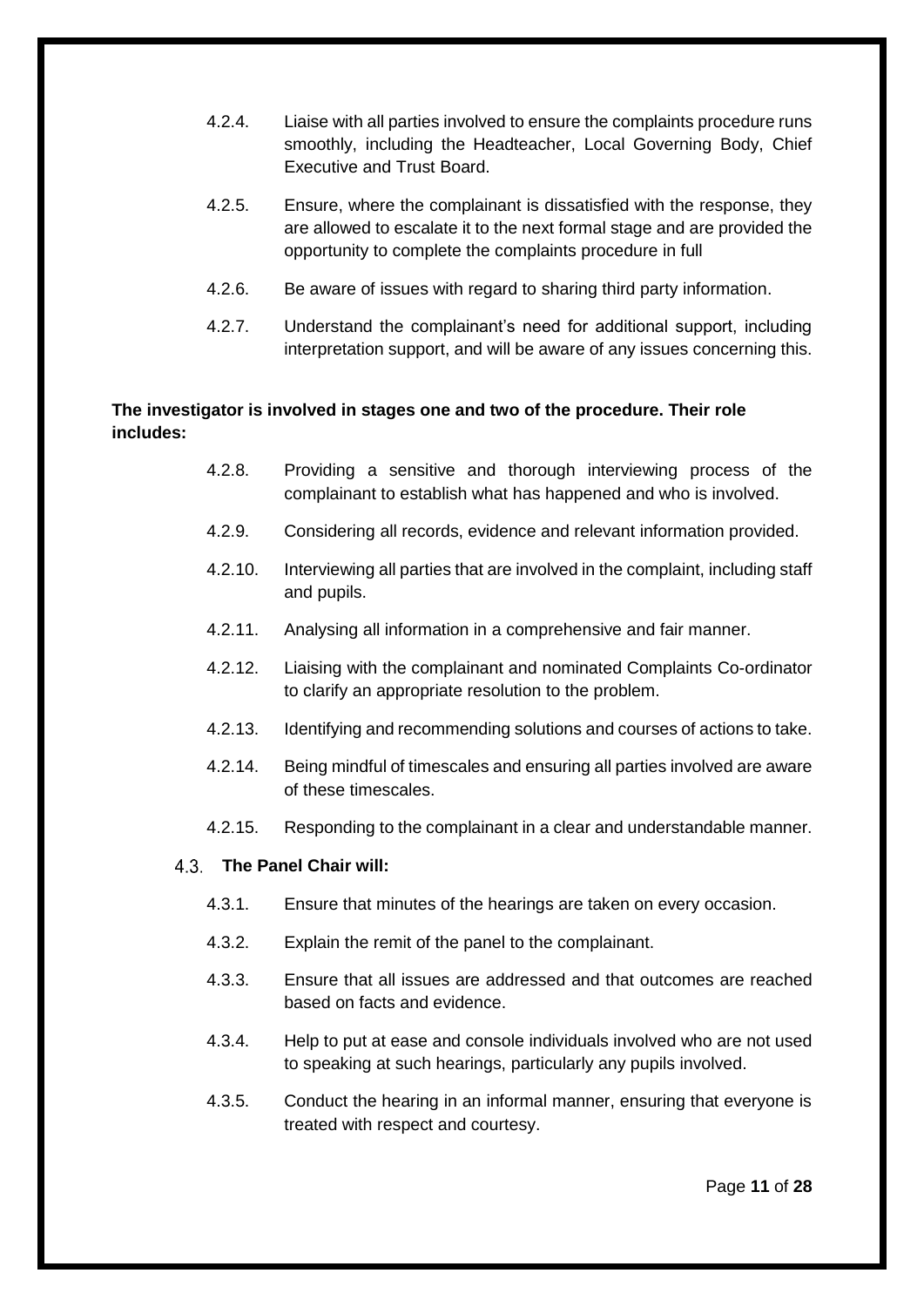4.2.4. Liaise with all parties involved to ensure the complaints procedure runs smoothly, including the Headteacher, Local Governing Body, Chief Executive and Trust Board.

4.2.5. Ensure, where the complainant is dissatisfied with the response, they are allowed to escalate it to the next formal stage and are provided the opportunity to complete the complaints procedure in full

4.2.6. Be aware of issues with regard to sharing third party information.

4.2.7. Understand the complainant's need for additional support, including interpretation support, and will be aware of any issues concerning this.

**The investigator is involved in stages one and two of the procedure. Their role includes:**

4.2.8. Providing a sensitive and thorough interviewing process of the complainant to establish what has happened and who is involved.

4.2.9. Considering all records, evidence and relevant information provided.

4.2.10. Interviewing all parties that are involved in the complaint, including staff and pupils.

4.2.11. Analysing all information in a comprehensive and fair manner.

4.2.12. Liaising with the complainant and nominated Complaints Co-ordinator to clarify an appropriate resolution to the problem.

4.2.13. Identifying and recommending solutions and courses of actions to take.

4.2.14. Being mindful of timescales and ensuring all parties involved are aware of these timescales.

4.2.15. Responding to the complainant in a clear and understandable manner.

### 4.3. The Panel Chair will:

4.3.1. Ensure that minutes of the hearings are taken on every occasion.

4.3.2. Explain the remit of the panel to the complainant.

4.3.3. Ensure that all issues are addressed and that outcomes are reached based on facts and evidence.

4.3.4. Help to put at ease and console individuals involved who are not used to speaking at such hearings, particularly any pupils involved.

4.3.5. Conduct the hearing in an informal manner, ensuring that everyone is treated with respect and courtesy.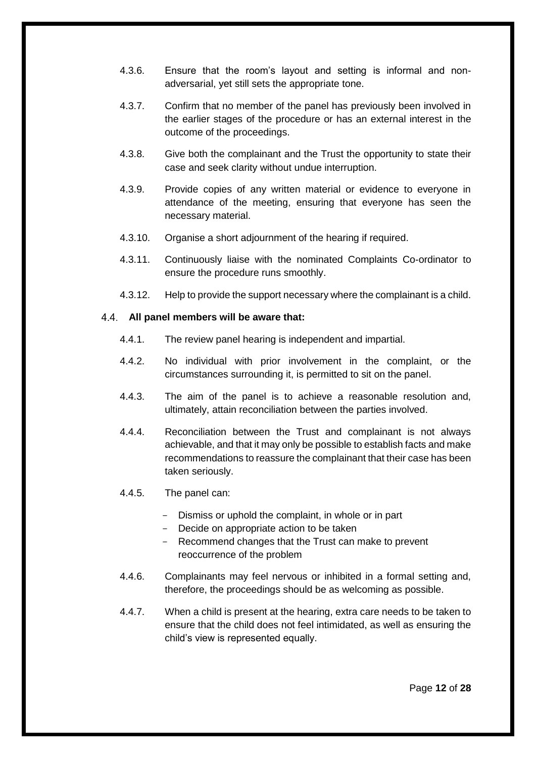4.3.6. Ensure that the room's layout and setting is informal and non-adversarial, yet still sets the appropriate tone.

4.3.7. Confirm that no member of the panel has previously been involved in the earlier stages of the procedure or has an external interest in the outcome of the proceedings.

4.3.8. Give both the complainant and the Trust the opportunity to state their case and seek clarity without undue interruption.

4.3.9. Provide copies of any written material or evidence to everyone in attendance of the meeting, ensuring that everyone has seen the necessary material.

4.3.10. Organise a short adjournment of the hearing if required.

4.3.11. Continuously liaise with the nominated Complaints Co-ordinator to ensure the procedure runs smoothly.

4.3.12. Help to provide the support necessary where the complainant is a child.

4.4. **All panel members will be aware that:**

4.4.1. The review panel hearing is independent and impartial.

4.4.2. No individual with prior involvement in the complaint, or the circumstances surrounding it, is permitted to sit on the panel.

4.4.3. The aim of the panel is to achieve a reasonable resolution and, ultimately, attain reconciliation between the parties involved.

4.4.4. Reconciliation between the Trust and complainant is not always achievable, and that it may only be possible to establish facts and make recommendations to reassure the complainant that their case has been taken seriously.

4.4.5. The panel can:

- Dismiss or uphold the complaint, in whole or in part
- Decide on appropriate action to be taken
- Recommend changes that the Trust can make to prevent reoccurrence of the problem

4.4.6. Complainants may feel nervous or inhibited in a formal setting and, therefore, the proceedings should be as welcoming as possible.

4.4.7. When a child is present at the hearing, extra care needs to be taken to ensure that the child does not feel intimidated, as well as ensuring the child's view is represented equally.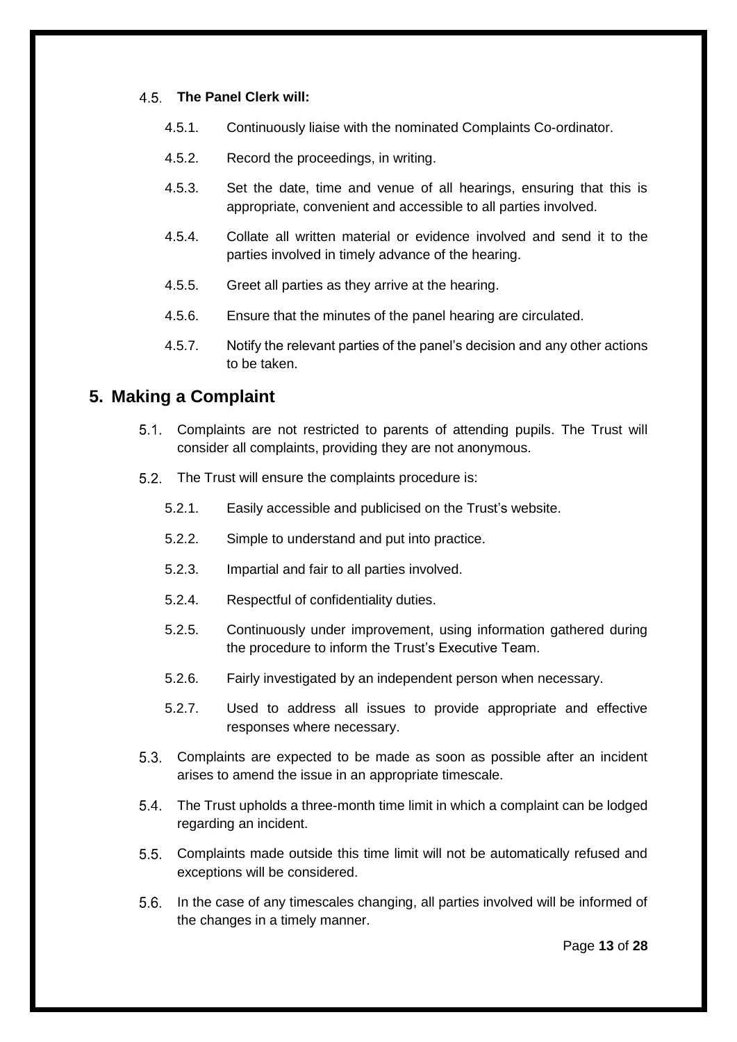### 4.5. The Panel Clerk will:

- 4.5.1. Continuously liaise with the nominated Complaints Co-ordinator.
- 4.5.2. Record the proceedings, in writing.
- 4.5.3. Set the date, time and venue of all hearings, ensuring that this is appropriate, convenient and accessible to all parties involved.
- 4.5.4. Collate all written material or evidence involved and send it to the parties involved in timely advance of the hearing.
- 4.5.5. Greet all parties as they arrive at the hearing.
- 4.5.6. Ensure that the minutes of the panel hearing are circulated.
- 4.5.7. Notify the relevant parties of the panel's decision and any other actions to be taken.

## 5. Making a Complaint

5.1. Complaints are not restricted to parents of attending pupils. The Trust will consider all complaints, providing they are not anonymous.

5.2. The Trust will ensure the complaints procedure is:

- 5.2.1. Easily accessible and publicised on the Trust's website.
- 5.2.2. Simple to understand and put into practice.
- 5.2.3. Impartial and fair to all parties involved.
- 5.2.4. Respectful of confidentiality duties.
- 5.2.5. Continuously under improvement, using information gathered during the procedure to inform the Trust's Executive Team.
- 5.2.6. Fairly investigated by an independent person when necessary.
- 5.2.7. Used to address all issues to provide appropriate and effective responses where necessary.

5.3. Complaints are expected to be made as soon as possible after an incident arises to amend the issue in an appropriate timescale.

5.4. The Trust upholds a three-month time limit in which a complaint can be lodged regarding an incident.

5.5. Complaints made outside this time limit will not be automatically refused and exceptions will be considered.

5.6. In the case of any timescales changing, all parties involved will be informed of the changes in a timely manner.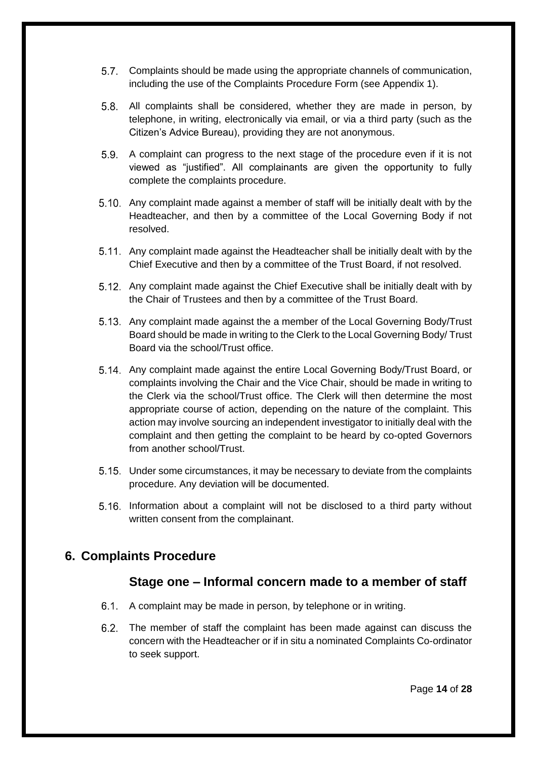5.7. Complaints should be made using the appropriate channels of communication, including the use of the Complaints Procedure Form (see Appendix 1).

5.8. All complaints shall be considered, whether they are made in person, by telephone, in writing, electronically via email, or via a third party (such as the Citizen's Advice Bureau), providing they are not anonymous.

5.9. A complaint can progress to the next stage of the procedure even if it is not viewed as "justified". All complainants are given the opportunity to fully complete the complaints procedure.

5.10. Any complaint made against a member of staff will be initially dealt with by the Headteacher, and then by a committee of the Local Governing Body if not resolved.

5.11. Any complaint made against the Headteacher shall be initially dealt with by the Chief Executive and then by a committee of the Trust Board, if not resolved.

5.12. Any complaint made against the Chief Executive shall be initially dealt with by the Chair of Trustees and then by a committee of the Trust Board.

5.13. Any complaint made against the a member of the Local Governing Body/Trust Board should be made in writing to the Clerk to the Local Governing Body/ Trust Board via the school/Trust office.

5.14. Any complaint made against the entire Local Governing Body/Trust Board, or complaints involving the Chair and the Vice Chair, should be made in writing to the Clerk via the school/Trust office. The Clerk will then determine the most appropriate course of action, depending on the nature of the complaint. This action may involve sourcing an independent investigator to initially deal with the complaint and then getting the complaint to be heard by co-opted Governors from another school/Trust.

5.15. Under some circumstances, it may be necessary to deviate from the complaints procedure. Any deviation will be documented.

5.16. Information about a complaint will not be disclosed to a third party without written consent from the complainant.

## 6. Complaints Procedure

### Stage one – Informal concern made to a member of staff

6.1. A complaint may be made in person, by telephone or in writing.

6.2. The member of staff the complaint has been made against can discuss the concern with the Headteacher or if in situ a nominated Complaints Co-ordinator to seek support.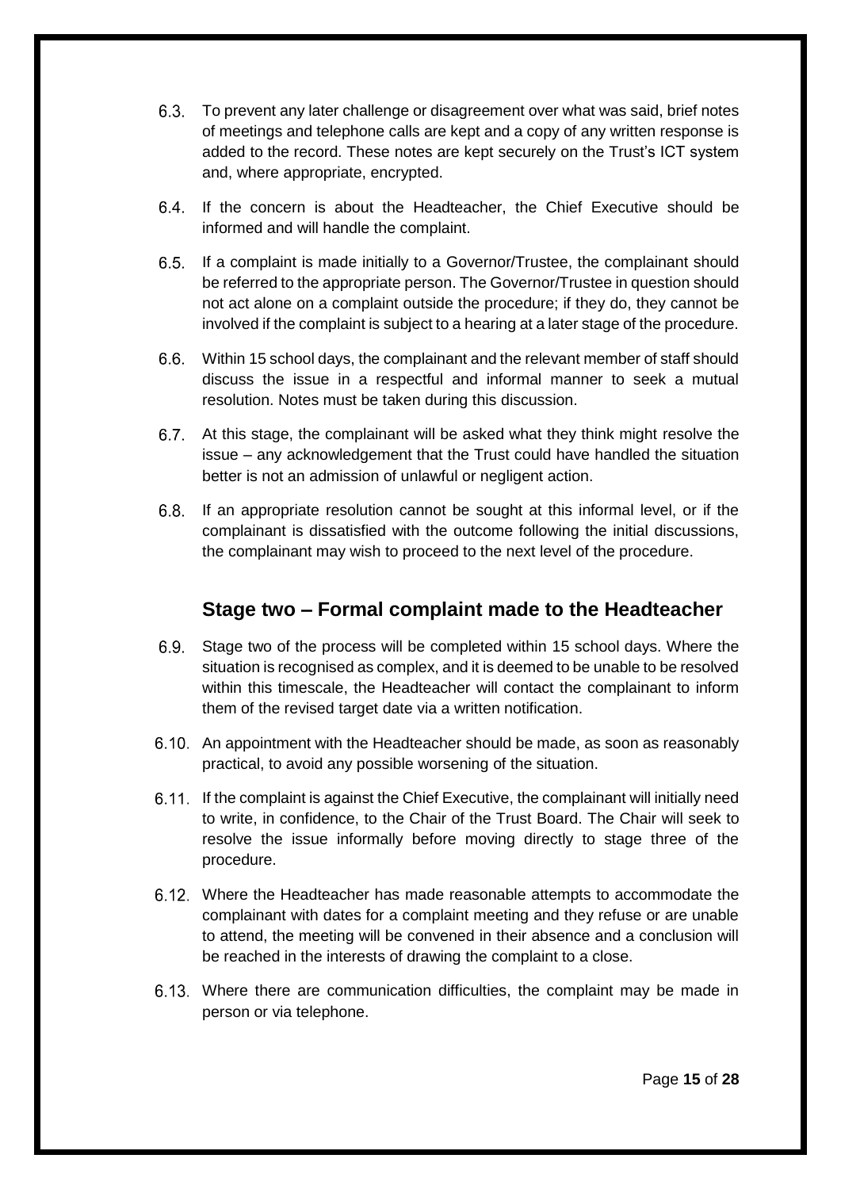6.3. To prevent any later challenge or disagreement over what was said, brief notes of meetings and telephone calls are kept and a copy of any written response is added to the record. These notes are kept securely on the Trust's ICT system and, where appropriate, encrypted.

6.4. If the concern is about the Headteacher, the Chief Executive should be informed and will handle the complaint.

6.5. If a complaint is made initially to a Governor/Trustee, the complainant should be referred to the appropriate person. The Governor/Trustee in question should not act alone on a complaint outside the procedure; if they do, they cannot be involved if the complaint is subject to a hearing at a later stage of the procedure.

6.6. Within 15 school days, the complainant and the relevant member of staff should discuss the issue in a respectful and informal manner to seek a mutual resolution. Notes must be taken during this discussion.

6.7. At this stage, the complainant will be asked what they think might resolve the issue – any acknowledgement that the Trust could have handled the situation better is not an admission of unlawful or negligent action.

6.8. If an appropriate resolution cannot be sought at this informal level, or if the complainant is dissatisfied with the outcome following the initial discussions, the complainant may wish to proceed to the next level of the procedure.

## Stage two – Formal complaint made to the Headteacher

6.9. Stage two of the process will be completed within 15 school days. Where the situation is recognised as complex, and it is deemed to be unable to be resolved within this timescale, the Headteacher will contact the complainant to inform them of the revised target date via a written notification.

6.10. An appointment with the Headteacher should be made, as soon as reasonably practical, to avoid any possible worsening of the situation.

6.11. If the complaint is against the Chief Executive, the complainant will initially need to write, in confidence, to the Chair of the Trust Board. The Chair will seek to resolve the issue informally before moving directly to stage three of the procedure.

6.12. Where the Headteacher has made reasonable attempts to accommodate the complainant with dates for a complaint meeting and they refuse or are unable to attend, the meeting will be convened in their absence and a conclusion will be reached in the interests of drawing the complaint to a close.

6.13. Where there are communication difficulties, the complaint may be made in person or via telephone.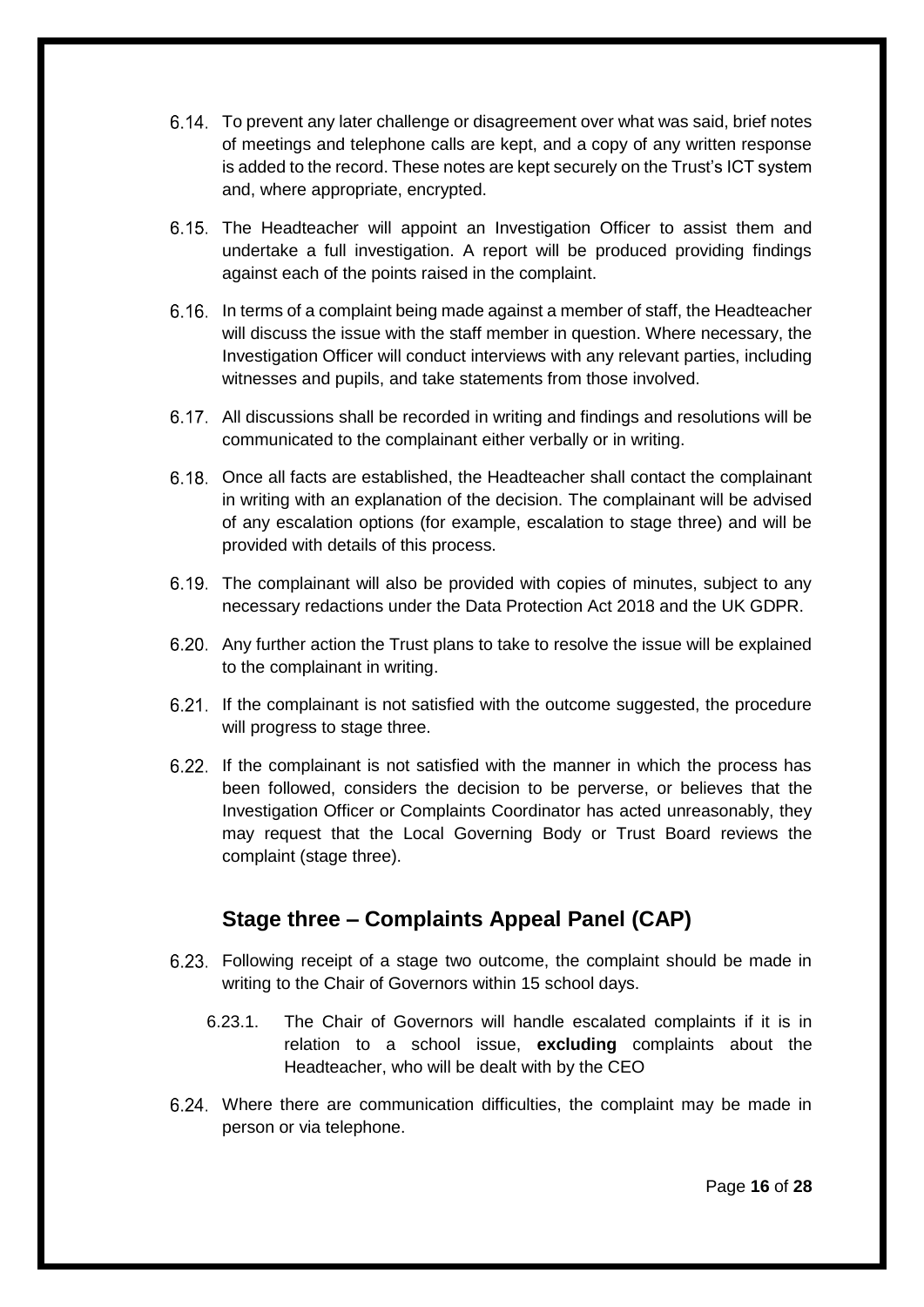6.14. To prevent any later challenge or disagreement over what was said, brief notes of meetings and telephone calls are kept, and a copy of any written response is added to the record. These notes are kept securely on the Trust's ICT system and, where appropriate, encrypted.

6.15. The Headteacher will appoint an Investigation Officer to assist them and undertake a full investigation. A report will be produced providing findings against each of the points raised in the complaint.

6.16. In terms of a complaint being made against a member of staff, the Headteacher will discuss the issue with the staff member in question. Where necessary, the Investigation Officer will conduct interviews with any relevant parties, including witnesses and pupils, and take statements from those involved.

6.17. All discussions shall be recorded in writing and findings and resolutions will be communicated to the complainant either verbally or in writing.

6.18. Once all facts are established, the Headteacher shall contact the complainant in writing with an explanation of the decision. The complainant will be advised of any escalation options (for example, escalation to stage three) and will be provided with details of this process.

6.19. The complainant will also be provided with copies of minutes, subject to any necessary redactions under the Data Protection Act 2018 and the UK GDPR.

6.20. Any further action the Trust plans to take to resolve the issue will be explained to the complainant in writing.

6.21. If the complainant is not satisfied with the outcome suggested, the procedure will progress to stage three.

6.22. If the complainant is not satisfied with the manner in which the process has been followed, considers the decision to be perverse, or believes that the Investigation Officer or Complaints Coordinator has acted unreasonably, they may request that the Local Governing Body or Trust Board reviews the complaint (stage three).

## Stage three – Complaints Appeal Panel (CAP)

6.23. Following receipt of a stage two outcome, the complaint should be made in writing to the Chair of Governors within 15 school days.

  6.23.1. The Chair of Governors will handle escalated complaints if it is in relation to a school issue, **excluding** complaints about the Headteacher, who will be dealt with by the CEO

6.24. Where there are communication difficulties, the complaint may be made in person or via telephone.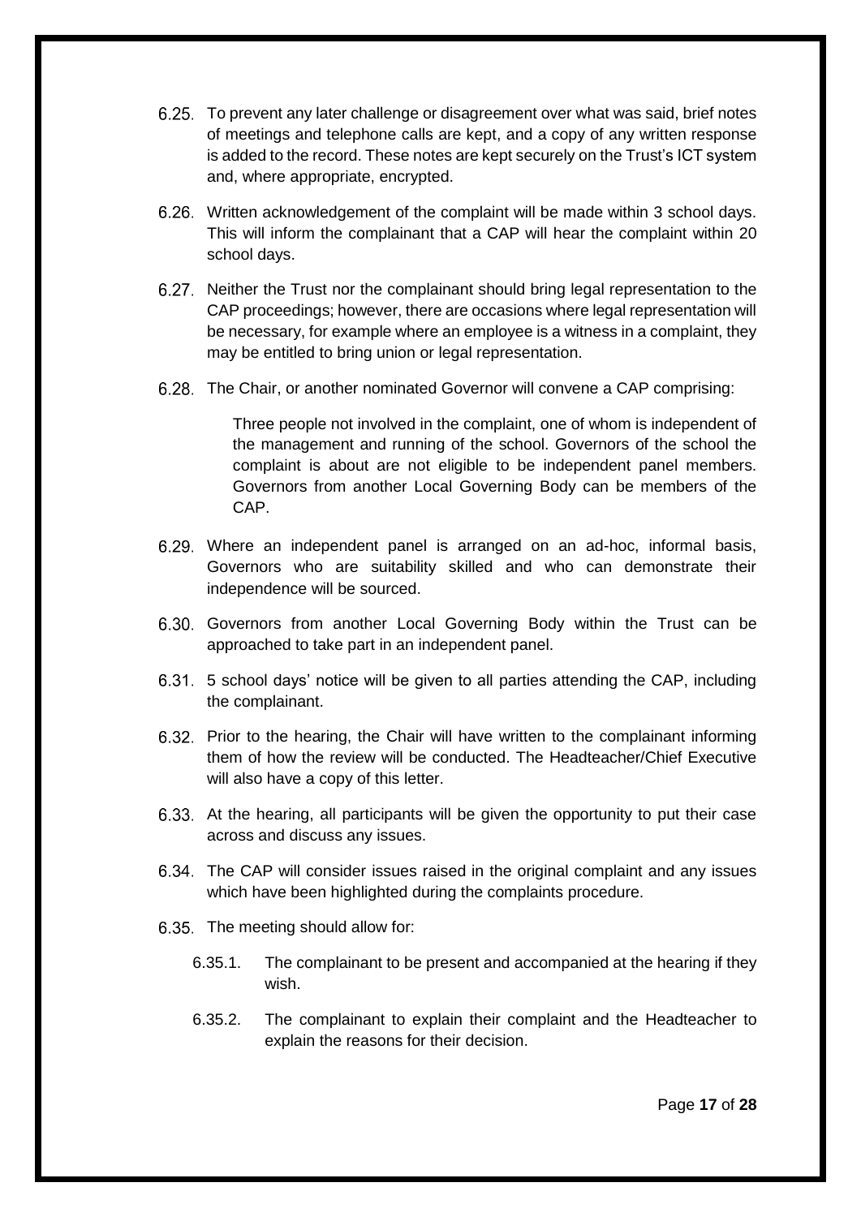6.25. To prevent any later challenge or disagreement over what was said, brief notes of meetings and telephone calls are kept, and a copy of any written response is added to the record. These notes are kept securely on the Trust's ICT system and, where appropriate, encrypted.

6.26. Written acknowledgement of the complaint will be made within 3 school days. This will inform the complainant that a CAP will hear the complaint within 20 school days.

6.27. Neither the Trust nor the complainant should bring legal representation to the CAP proceedings; however, there are occasions where legal representation will be necessary, for example where an employee is a witness in a complaint, they may be entitled to bring union or legal representation.

6.28. The Chair, or another nominated Governor will convene a CAP comprising:

> Three people not involved in the complaint, one of whom is independent of the management and running of the school. Governors of the school the complaint is about are not eligible to be independent panel members. Governors from another Local Governing Body can be members of the CAP.

6.29. Where an independent panel is arranged on an ad-hoc, informal basis, Governors who are suitability skilled and who can demonstrate their independence will be sourced.

6.30. Governors from another Local Governing Body within the Trust can be approached to take part in an independent panel.

6.31. 5 school days' notice will be given to all parties attending the CAP, including the complainant.

6.32. Prior to the hearing, the Chair will have written to the complainant informing them of how the review will be conducted. The Headteacher/Chief Executive will also have a copy of this letter.

6.33. At the hearing, all participants will be given the opportunity to put their case across and discuss any issues.

6.34. The CAP will consider issues raised in the original complaint and any issues which have been highlighted during the complaints procedure.

6.35. The meeting should allow for:

- 6.35.1. The complainant to be present and accompanied at the hearing if they wish.
- 6.35.2. The complainant to explain their complaint and the Headteacher to explain the reasons for their decision.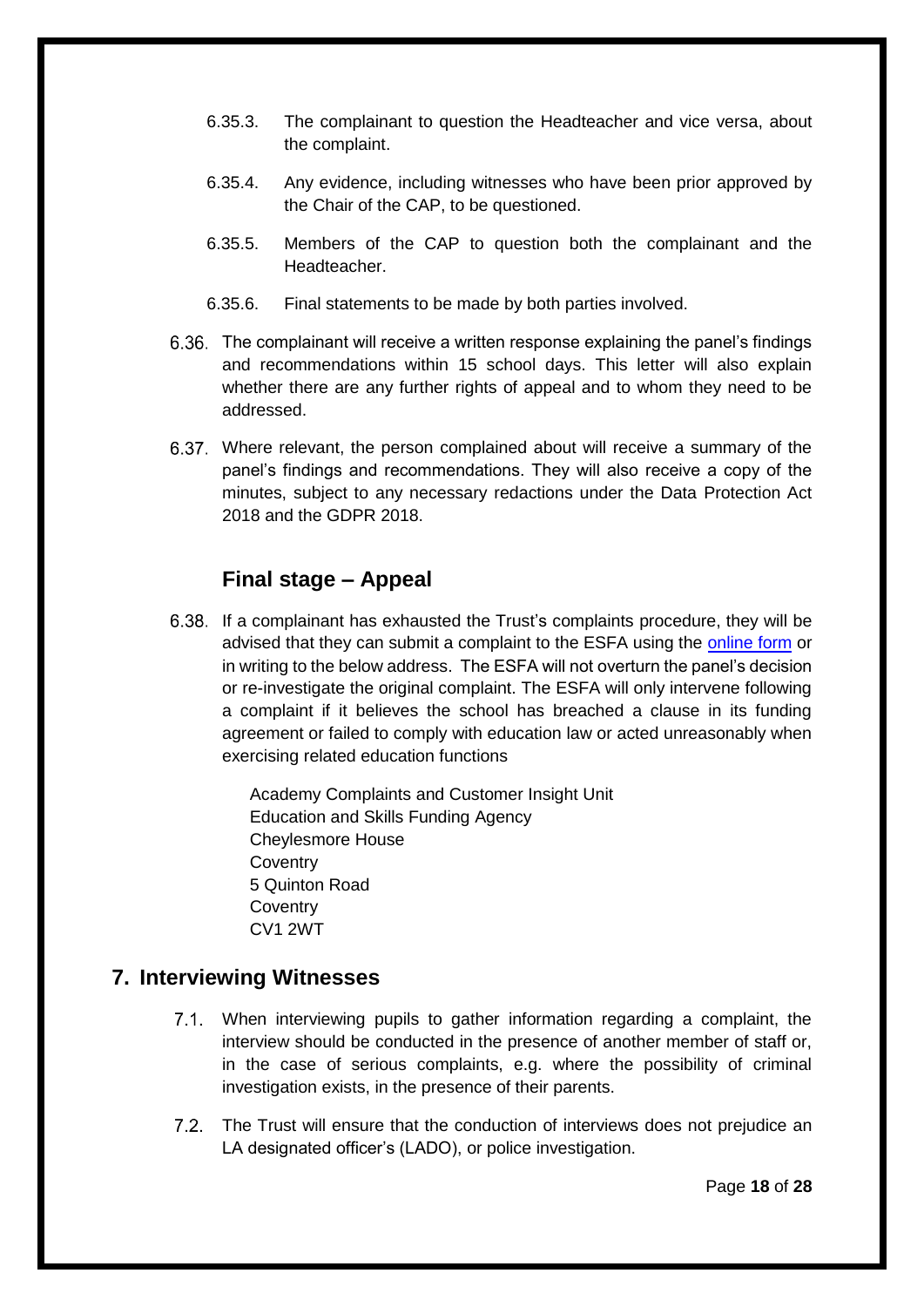6.35.3. The complainant to question the Headteacher and vice versa, about the complaint.

6.35.4. Any evidence, including witnesses who have been prior approved by the Chair of the CAP, to be questioned.

6.35.5. Members of the CAP to question both the complainant and the Headteacher.

6.35.6. Final statements to be made by both parties involved.

6.36. The complainant will receive a written response explaining the panel's findings and recommendations within 15 school days. This letter will also explain whether there are any further rights of appeal and to whom they need to be addressed.

6.37. Where relevant, the person complained about will receive a summary of the panel's findings and recommendations. They will also receive a copy of the minutes, subject to any necessary redactions under the Data Protection Act 2018 and the GDPR 2018.

### Final stage – Appeal

6.38. If a complainant has exhausted the Trust's complaints procedure, they will be advised that they can submit a complaint to the ESFA using the online form or in writing to the below address. The ESFA will not overturn the panel's decision or re-investigate the original complaint. The ESFA will only intervene following a complaint if it believes the school has breached a clause in its funding agreement or failed to comply with education law or acted unreasonably when exercising related education functions

Academy Complaints and Customer Insight Unit
Education and Skills Funding Agency
Cheylesmore House
Coventry
5 Quinton Road
Coventry
CV1 2WT

## 7. Interviewing Witnesses

7.1. When interviewing pupils to gather information regarding a complaint, the interview should be conducted in the presence of another member of staff or, in the case of serious complaints, e.g. where the possibility of criminal investigation exists, in the presence of their parents.

7.2. The Trust will ensure that the conduction of interviews does not prejudice an LA designated officer's (LADO), or police investigation.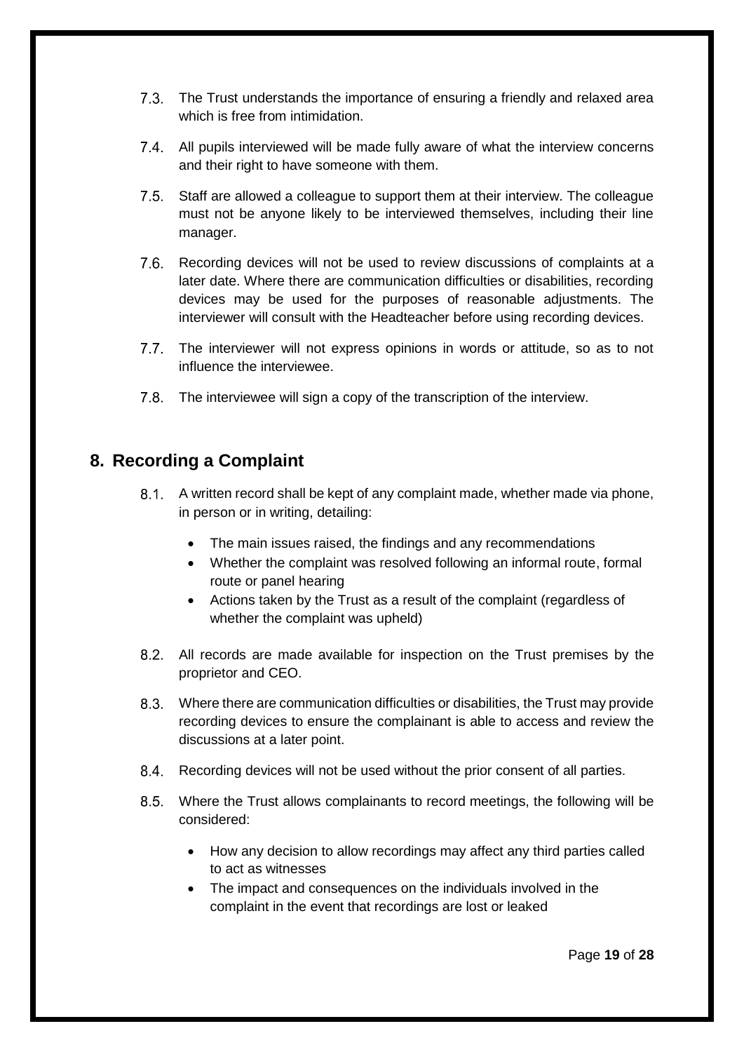7.3. The Trust understands the importance of ensuring a friendly and relaxed area which is free from intimidation.

7.4. All pupils interviewed will be made fully aware of what the interview concerns and their right to have someone with them.

7.5. Staff are allowed a colleague to support them at their interview. The colleague must not be anyone likely to be interviewed themselves, including their line manager.

7.6. Recording devices will not be used to review discussions of complaints at a later date. Where there are communication difficulties or disabilities, recording devices may be used for the purposes of reasonable adjustments. The interviewer will consult with the Headteacher before using recording devices.

7.7. The interviewer will not express opinions in words or attitude, so as to not influence the interviewee.

7.8. The interviewee will sign a copy of the transcription of the interview.

## 8. Recording a Complaint

8.1. A written record shall be kept of any complaint made, whether made via phone, in person or in writing, detailing:

- The main issues raised, the findings and any recommendations
- Whether the complaint was resolved following an informal route, formal route or panel hearing
- Actions taken by the Trust as a result of the complaint (regardless of whether the complaint was upheld)

8.2. All records are made available for inspection on the Trust premises by the proprietor and CEO.

8.3. Where there are communication difficulties or disabilities, the Trust may provide recording devices to ensure the complainant is able to access and review the discussions at a later point.

8.4. Recording devices will not be used without the prior consent of all parties.

8.5. Where the Trust allows complainants to record meetings, the following will be considered:

- How any decision to allow recordings may affect any third parties called to act as witnesses
- The impact and consequences on the individuals involved in the complaint in the event that recordings are lost or leaked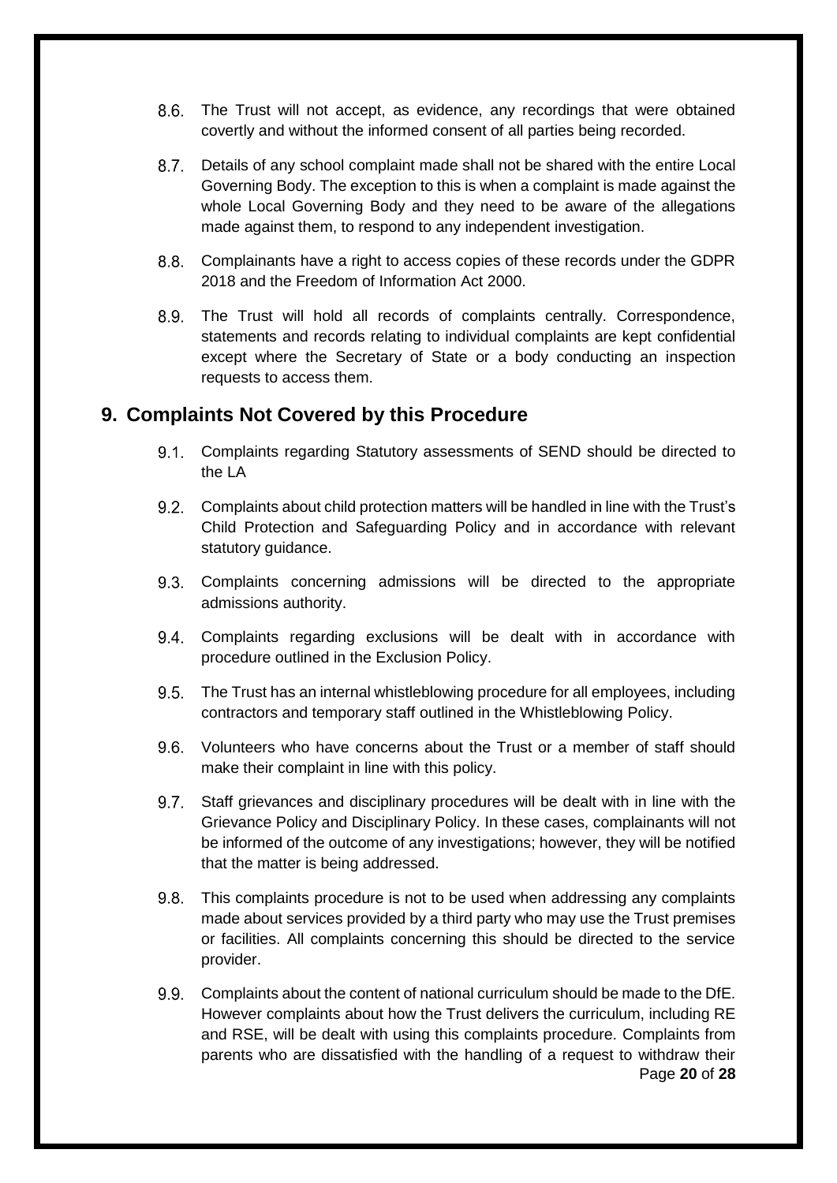8.6. The Trust will not accept, as evidence, any recordings that were obtained covertly and without the informed consent of all parties being recorded.

8.7. Details of any school complaint made shall not be shared with the entire Local Governing Body. The exception to this is when a complaint is made against the whole Local Governing Body and they need to be aware of the allegations made against them, to respond to any independent investigation.

8.8. Complainants have a right to access copies of these records under the GDPR 2018 and the Freedom of Information Act 2000.

8.9. The Trust will hold all records of complaints centrally. Correspondence, statements and records relating to individual complaints are kept confidential except where the Secretary of State or a body conducting an inspection requests to access them.

## 9. Complaints Not Covered by this Procedure

9.1. Complaints regarding Statutory assessments of SEND should be directed to the LA

9.2. Complaints about child protection matters will be handled in line with the Trust's Child Protection and Safeguarding Policy and in accordance with relevant statutory guidance.

9.3. Complaints concerning admissions will be directed to the appropriate admissions authority.

9.4. Complaints regarding exclusions will be dealt with in accordance with procedure outlined in the Exclusion Policy.

9.5. The Trust has an internal whistleblowing procedure for all employees, including contractors and temporary staff outlined in the Whistleblowing Policy.

9.6. Volunteers who have concerns about the Trust or a member of staff should make their complaint in line with this policy.

9.7. Staff grievances and disciplinary procedures will be dealt with in line with the Grievance Policy and Disciplinary Policy. In these cases, complainants will not be informed of the outcome of any investigations; however, they will be notified that the matter is being addressed.

9.8. This complaints procedure is not to be used when addressing any complaints made about services provided by a third party who may use the Trust premises or facilities. All complaints concerning this should be directed to the service provider.

9.9. Complaints about the content of national curriculum should be made to the DfE. However complaints about how the Trust delivers the curriculum, including RE and RSE, will be dealt with using this complaints procedure. Complaints from parents who are dissatisfied with the handling of a request to withdraw their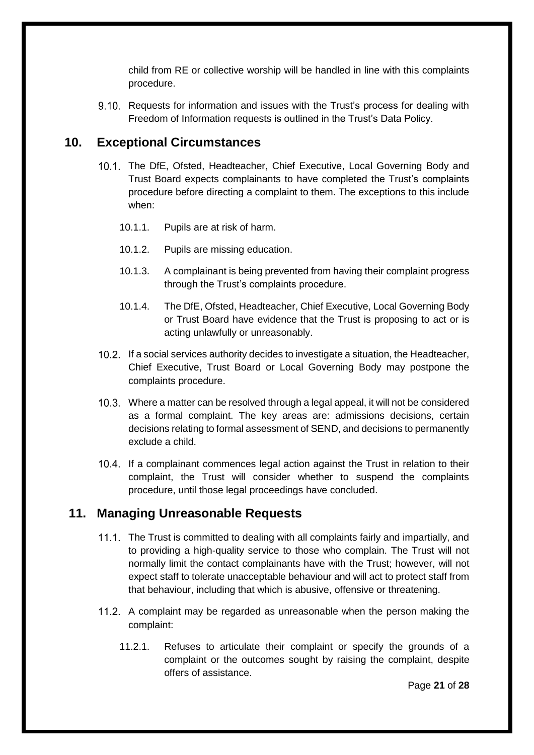child from RE or collective worship will be handled in line with this complaints procedure.

9.10. Requests for information and issues with the Trust's process for dealing with Freedom of Information requests is outlined in the Trust's Data Policy.

## 10. Exceptional Circumstances

10.1. The DfE, Ofsted, Headteacher, Chief Executive, Local Governing Body and Trust Board expects complainants to have completed the Trust's complaints procedure before directing a complaint to them. The exceptions to this include when:

- 10.1.1. Pupils are at risk of harm.
- 10.1.2. Pupils are missing education.
- 10.1.3. A complainant is being prevented from having their complaint progress through the Trust's complaints procedure.
- 10.1.4. The DfE, Ofsted, Headteacher, Chief Executive, Local Governing Body or Trust Board have evidence that the Trust is proposing to act or is acting unlawfully or unreasonably.

10.2. If a social services authority decides to investigate a situation, the Headteacher, Chief Executive, Trust Board or Local Governing Body may postpone the complaints procedure.

10.3. Where a matter can be resolved through a legal appeal, it will not be considered as a formal complaint. The key areas are: admissions decisions, certain decisions relating to formal assessment of SEND, and decisions to permanently exclude a child.

10.4. If a complainant commences legal action against the Trust in relation to their complaint, the Trust will consider whether to suspend the complaints procedure, until those legal proceedings have concluded.

## 11. Managing Unreasonable Requests

11.1. The Trust is committed to dealing with all complaints fairly and impartially, and to providing a high-quality service to those who complain. The Trust will not normally limit the contact complainants have with the Trust; however, will not expect staff to tolerate unacceptable behaviour and will act to protect staff from that behaviour, including that which is abusive, offensive or threatening.

11.2. A complaint may be regarded as unreasonable when the person making the complaint:

- 11.2.1. Refuses to articulate their complaint or specify the grounds of a complaint or the outcomes sought by raising the complaint, despite offers of assistance.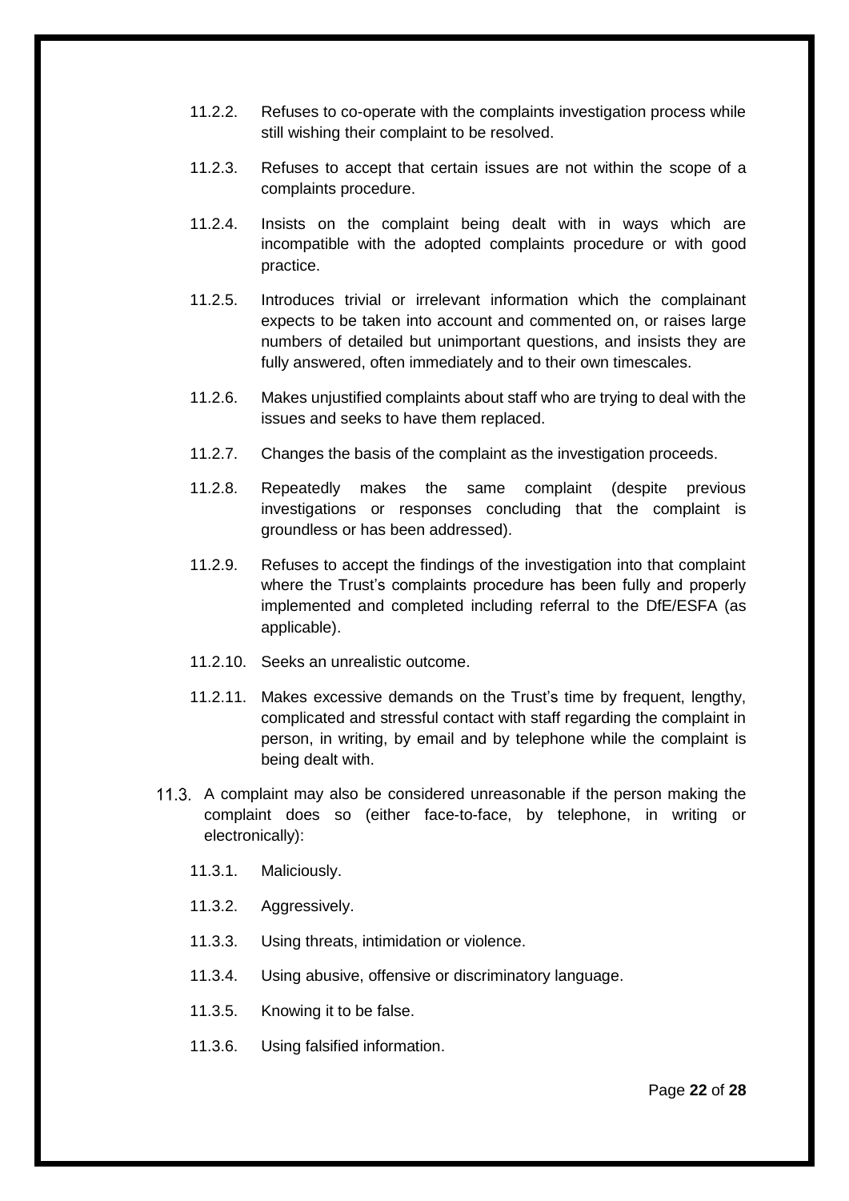11.2.2. Refuses to co-operate with the complaints investigation process while still wishing their complaint to be resolved.

11.2.3. Refuses to accept that certain issues are not within the scope of a complaints procedure.

11.2.4. Insists on the complaint being dealt with in ways which are incompatible with the adopted complaints procedure or with good practice.

11.2.5. Introduces trivial or irrelevant information which the complainant expects to be taken into account and commented on, or raises large numbers of detailed but unimportant questions, and insists they are fully answered, often immediately and to their own timescales.

11.2.6. Makes unjustified complaints about staff who are trying to deal with the issues and seeks to have them replaced.

11.2.7. Changes the basis of the complaint as the investigation proceeds.

11.2.8. Repeatedly makes the same complaint (despite previous investigations or responses concluding that the complaint is groundless or has been addressed).

11.2.9. Refuses to accept the findings of the investigation into that complaint where the Trust's complaints procedure has been fully and properly implemented and completed including referral to the DfE/ESFA (as applicable).

11.2.10. Seeks an unrealistic outcome.

11.2.11. Makes excessive demands on the Trust's time by frequent, lengthy, complicated and stressful contact with staff regarding the complaint in person, in writing, by email and by telephone while the complaint is being dealt with.

11.3. A complaint may also be considered unreasonable if the person making the complaint does so (either face-to-face, by telephone, in writing or electronically):

11.3.1. Maliciously.

11.3.2. Aggressively.

11.3.3. Using threats, intimidation or violence.

11.3.4. Using abusive, offensive or discriminatory language.

11.3.5. Knowing it to be false.

11.3.6. Using falsified information.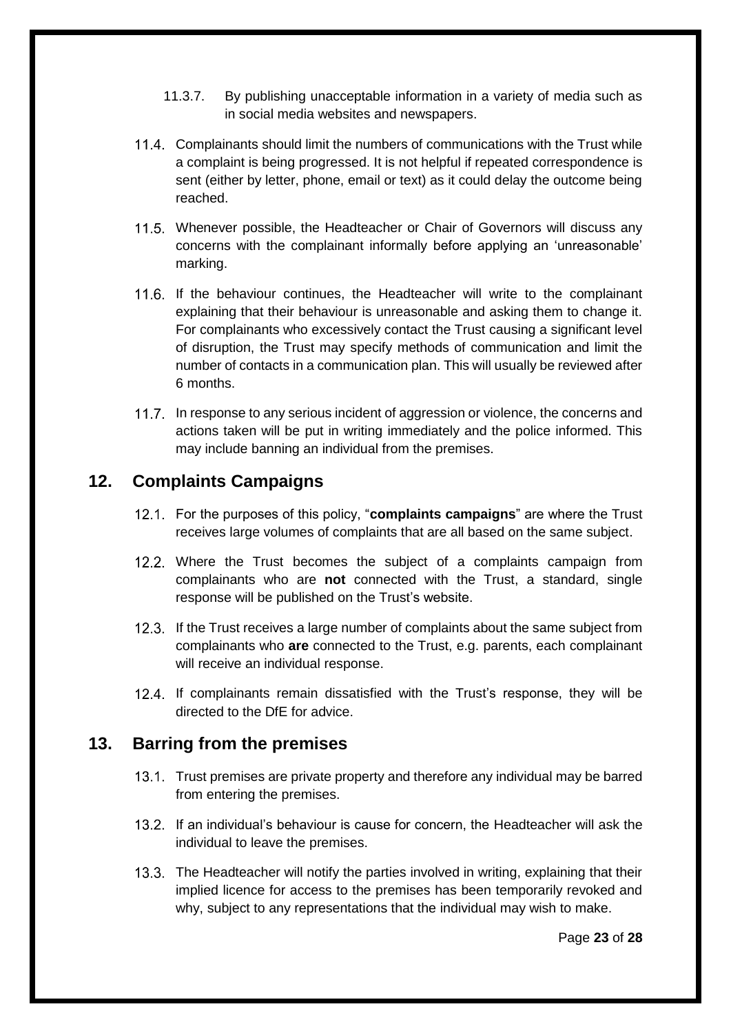11.3.7. By publishing unacceptable information in a variety of media such as in social media websites and newspapers.

11.4. Complainants should limit the numbers of communications with the Trust while a complaint is being progressed. It is not helpful if repeated correspondence is sent (either by letter, phone, email or text) as it could delay the outcome being reached.

11.5. Whenever possible, the Headteacher or Chair of Governors will discuss any concerns with the complainant informally before applying an 'unreasonable' marking.

11.6. If the behaviour continues, the Headteacher will write to the complainant explaining that their behaviour is unreasonable and asking them to change it. For complainants who excessively contact the Trust causing a significant level of disruption, the Trust may specify methods of communication and limit the number of contacts in a communication plan. This will usually be reviewed after 6 months.

11.7. In response to any serious incident of aggression or violence, the concerns and actions taken will be put in writing immediately and the police informed. This may include banning an individual from the premises.

## 12. Complaints Campaigns

12.1. For the purposes of this policy, "**complaints campaigns**" are where the Trust receives large volumes of complaints that are all based on the same subject.

12.2. Where the Trust becomes the subject of a complaints campaign from complainants who are **not** connected with the Trust, a standard, single response will be published on the Trust's website.

12.3. If the Trust receives a large number of complaints about the same subject from complainants who **are** connected to the Trust, e.g. parents, each complainant will receive an individual response.

12.4. If complainants remain dissatisfied with the Trust's response, they will be directed to the DfE for advice.

## 13. Barring from the premises

13.1. Trust premises are private property and therefore any individual may be barred from entering the premises.

13.2. If an individual's behaviour is cause for concern, the Headteacher will ask the individual to leave the premises.

13.3. The Headteacher will notify the parties involved in writing, explaining that their implied licence for access to the premises has been temporarily revoked and why, subject to any representations that the individual may wish to make.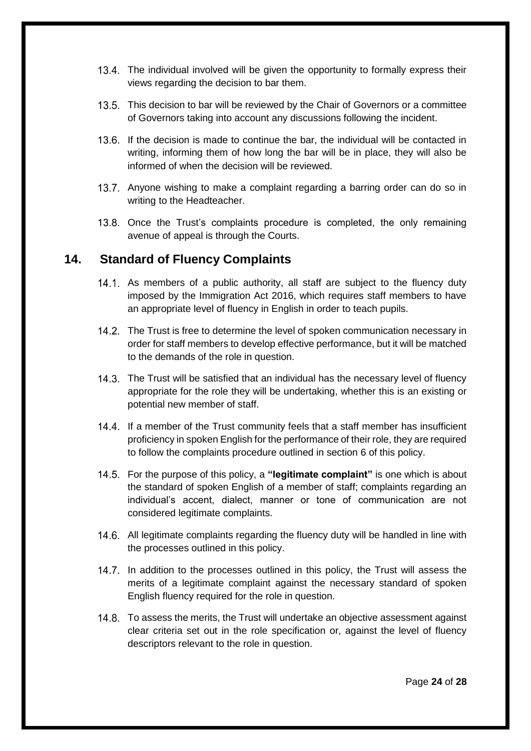13.4. The individual involved will be given the opportunity to formally express their views regarding the decision to bar them.

13.5. This decision to bar will be reviewed by the Chair of Governors or a committee of Governors taking into account any discussions following the incident.

13.6. If the decision is made to continue the bar, the individual will be contacted in writing, informing them of how long the bar will be in place, they will also be informed of when the decision will be reviewed.

13.7. Anyone wishing to make a complaint regarding a barring order can do so in writing to the Headteacher.

13.8. Once the Trust's complaints procedure is completed, the only remaining avenue of appeal is through the Courts.

## 14. Standard of Fluency Complaints

14.1. As members of a public authority, all staff are subject to the fluency duty imposed by the Immigration Act 2016, which requires staff members to have an appropriate level of fluency in English in order to teach pupils.

14.2. The Trust is free to determine the level of spoken communication necessary in order for staff members to develop effective performance, but it will be matched to the demands of the role in question.

14.3. The Trust will be satisfied that an individual has the necessary level of fluency appropriate for the role they will be undertaking, whether this is an existing or potential new member of staff.

14.4. If a member of the Trust community feels that a staff member has insufficient proficiency in spoken English for the performance of their role, they are required to follow the complaints procedure outlined in section 6 of this policy.

14.5. For the purpose of this policy, a **"legitimate complaint"** is one which is about the standard of spoken English of a member of staff; complaints regarding an individual's accent, dialect, manner or tone of communication are not considered legitimate complaints.

14.6. All legitimate complaints regarding the fluency duty will be handled in line with the processes outlined in this policy.

14.7. In addition to the processes outlined in this policy, the Trust will assess the merits of a legitimate complaint against the necessary standard of spoken English fluency required for the role in question.

14.8. To assess the merits, the Trust will undertake an objective assessment against clear criteria set out in the role specification or, against the level of fluency descriptors relevant to the role in question.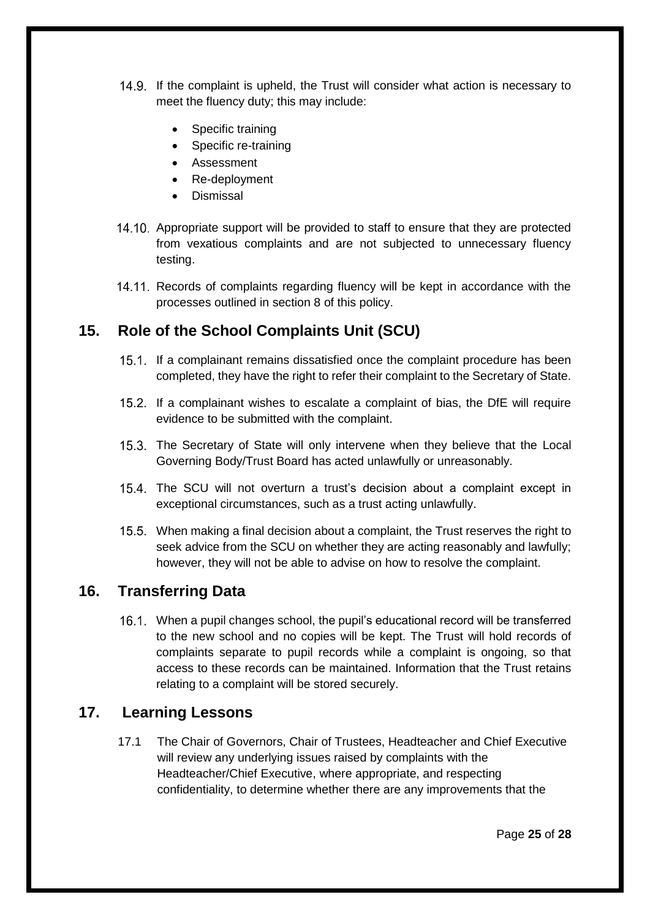14.9. If the complaint is upheld, the Trust will consider what action is necessary to meet the fluency duty; this may include:

- Specific training
- Specific re-training
- Assessment
- Re-deployment
- Dismissal

14.10. Appropriate support will be provided to staff to ensure that they are protected from vexatious complaints and are not subjected to unnecessary fluency testing.

14.11. Records of complaints regarding fluency will be kept in accordance with the processes outlined in section 8 of this policy.

## 15. Role of the School Complaints Unit (SCU)

15.1. If a complainant remains dissatisfied once the complaint procedure has been completed, they have the right to refer their complaint to the Secretary of State.

15.2. If a complainant wishes to escalate a complaint of bias, the DfE will require evidence to be submitted with the complaint.

15.3. The Secretary of State will only intervene when they believe that the Local Governing Body/Trust Board has acted unlawfully or unreasonably.

15.4. The SCU will not overturn a trust's decision about a complaint except in exceptional circumstances, such as a trust acting unlawfully.

15.5. When making a final decision about a complaint, the Trust reserves the right to seek advice from the SCU on whether they are acting reasonably and lawfully; however, they will not be able to advise on how to resolve the complaint.

## 16. Transferring Data

16.1. When a pupil changes school, the pupil's educational record will be transferred to the new school and no copies will be kept. The Trust will hold records of complaints separate to pupil records while a complaint is ongoing, so that access to these records can be maintained. Information that the Trust retains relating to a complaint will be stored securely.

## 17. Learning Lessons

17.1 The Chair of Governors, Chair of Trustees, Headteacher and Chief Executive will review any underlying issues raised by complaints with the Headteacher/Chief Executive, where appropriate, and respecting confidentiality, to determine whether there are any improvements that the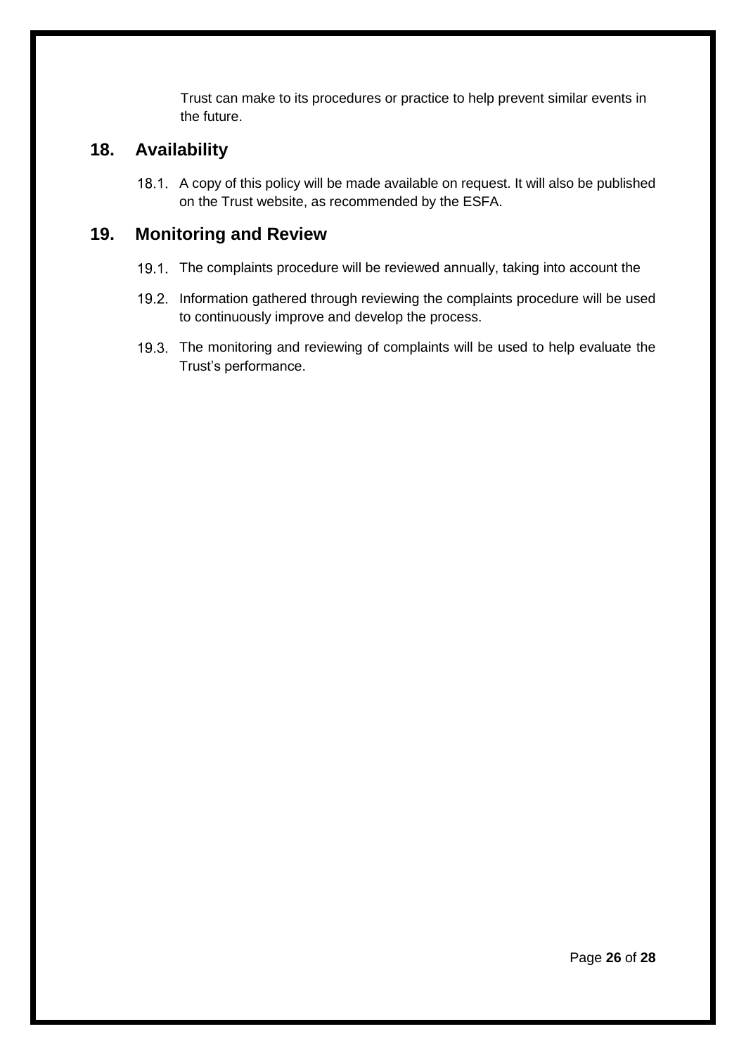Trust can make to its procedures or practice to help prevent similar events in the future.

## 18. Availability

18.1. A copy of this policy will be made available on request. It will also be published on the Trust website, as recommended by the ESFA.

## 19. Monitoring and Review

19.1. The complaints procedure will be reviewed annually, taking into account the

19.2. Information gathered through reviewing the complaints procedure will be used to continuously improve and develop the process.

19.3. The monitoring and reviewing of complaints will be used to help evaluate the Trust's performance.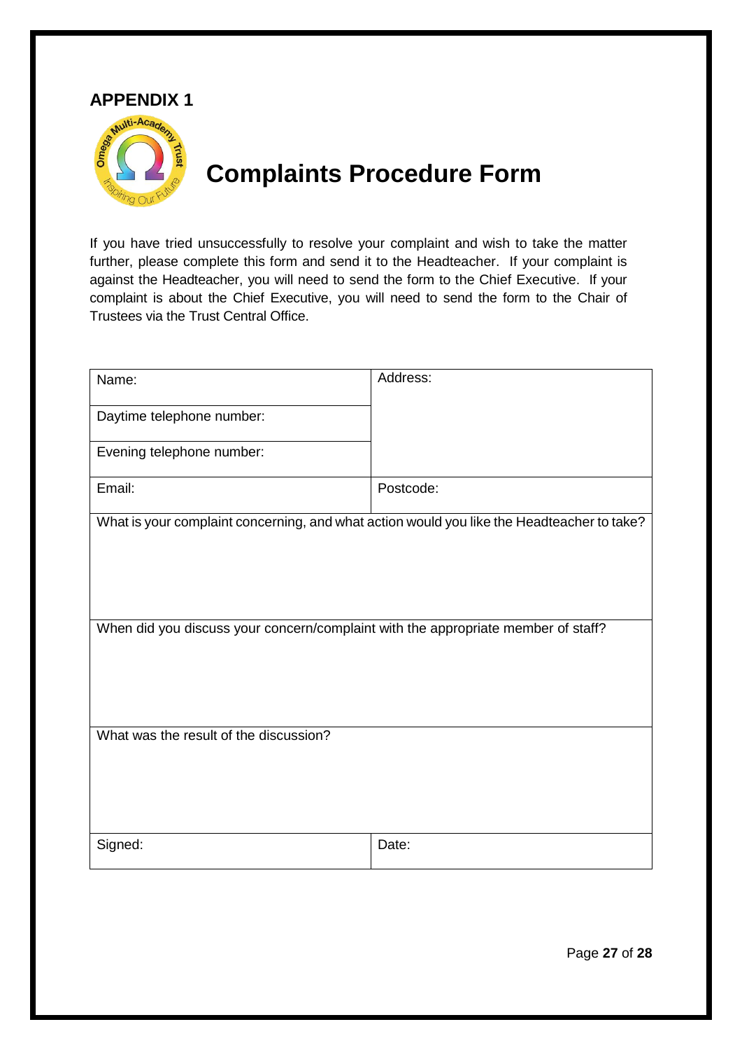## APPENDIX 1

# Complaints Procedure Form

If you have tried unsuccessfully to resolve your complaint and wish to take the matter further, please complete this form and send it to the Headteacher. If your complaint is against the Headteacher, you will need to send the form to the Chief Executive. If your complaint is about the Chief Executive, you will need to send the form to the Chair of Trustees via the Trust Central Office.

| Name: | Address: |
|---|---|
| Daytime telephone number: | |
| Evening telephone number: | |
| Email: | Postcode: |
| What is your complaint concerning, and what action would you like the Headteacher to take? | |
| When did you discuss your concern/complaint with the appropriate member of staff? | |
| What was the result of the discussion? | |
| Signed: | Date: |